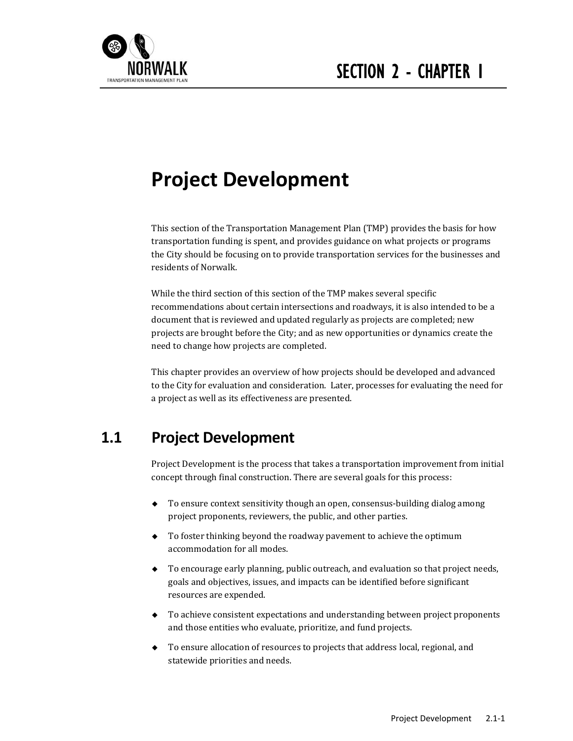# SECTION 2 - CHAPTER 1

# Project Development

This section of the Transportation Management Plan (TMP) provides the basis for how transportation funding is spent, and provides guidance on what projects or programs the City should be focusing on to provide transportation services for the businesses and residents of Norwalk.

While the third section of this section of the TMP makes several specific recommendations about certain intersections and roadways, it is also intended to be a document that is reviewed and updated regularly as projects are completed; new projects are brought before the City; and as new opportunities or dynamics create the need to change how projects are completed.

This chapter provides an overview of how projects should be developed and advanced to the City for evaluation and consideration. Later, processes for evaluating the need for a project as well as its effectiveness are presented.

## 1.1 Project Development

Project Development is the process that takes a transportation improvement from initial concept through final construction. There are several goals for this process:

- To ensure context sensitivity though an open, consensus-building dialog among project proponents, reviewers, the public, and other parties.
- To foster thinking beyond the roadway pavement to achieve the optimum accommodation for all modes.
- To encourage early planning, public outreach, and evaluation so that project needs, goals and objectives, issues, and impacts can be identified before significant resources are expended.
- To achieve consistent expectations and understanding between project proponents and those entities who evaluate, prioritize, and fund projects.
- To ensure allocation of resources to projects that address local, regional, and statewide priorities and needs.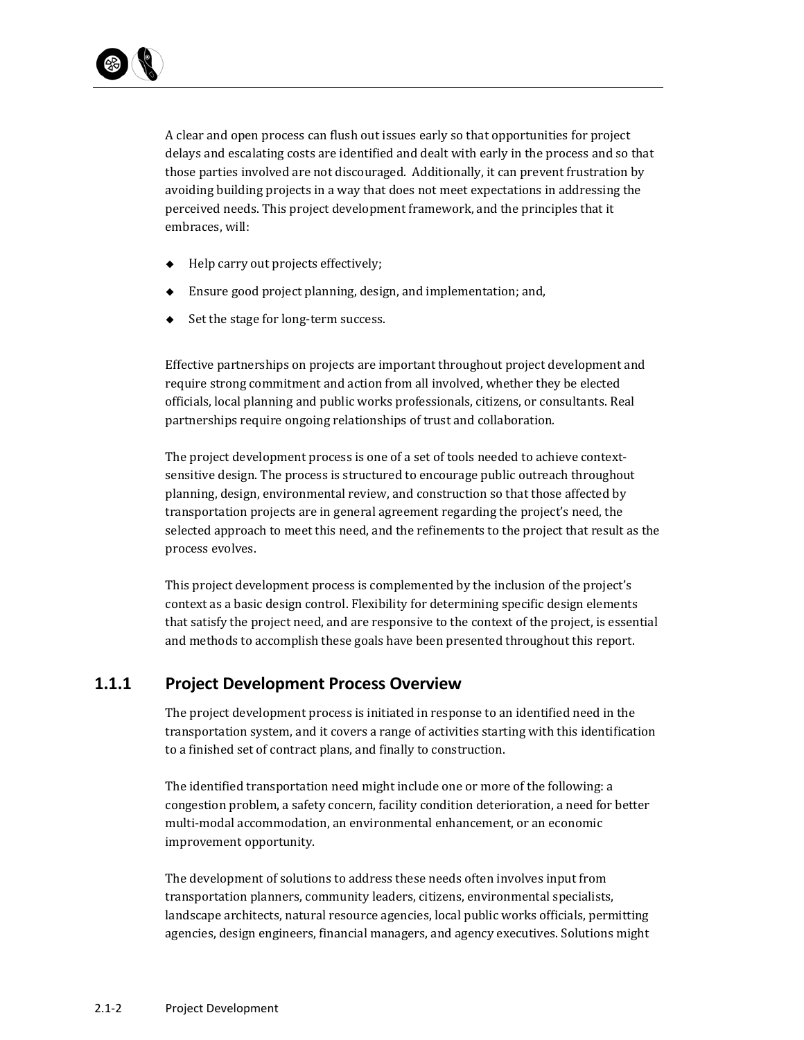A clear and open process can flush out issues early so that opportunities for project delays and escalating costs are identified and dealt with early in the process and so that those parties involved are not discouraged. Additionally, it can prevent frustration by avoiding building projects in a way that does not meet expectations in addressing the perceived needs. This project development framework, and the principles that it embraces, will:

- Help carry out projects effectively;
- Ensure good project planning, design, and implementation; and,
- Set the stage for long-term success.

Effective partnerships on projects are important throughout project development and require strong commitment and action from all involved, whether they be elected officials, local planning and public works professionals, citizens, or consultants. Real partnerships require ongoing relationships of trust and collaboration.

The project development process is one of a set of tools needed to achieve context-sensitive design. The process is structured to encourage public outreach throughout planning, design, environmental review, and construction so that those affected by transportation projects are in general agreement regarding the project's need, the selected approach to meet this need, and the refinements to the project that result as the process evolves.

This project development process is complemented by the inclusion of the project's context as a basic design control. Flexibility for determining specific design elements that satisfy the project need, and are responsive to the context of the project, is essential and methods to accomplish these goals have been presented throughout this report.

### 1.1.1 Project Development Process Overview

The project development process is initiated in response to an identified need in the transportation system, and it covers a range of activities starting with this identification to a finished set of contract plans, and finally to construction.

The identified transportation need might include one or more of the following: a congestion problem, a safety concern, facility condition deterioration, a need for better multi-modal accommodation, an environmental enhancement, or an economic improvement opportunity.

The development of solutions to address these needs often involves input from transportation planners, community leaders, citizens, environmental specialists, landscape architects, natural resource agencies, local public works officials, permitting agencies, design engineers, financial managers, and agency executives. Solutions might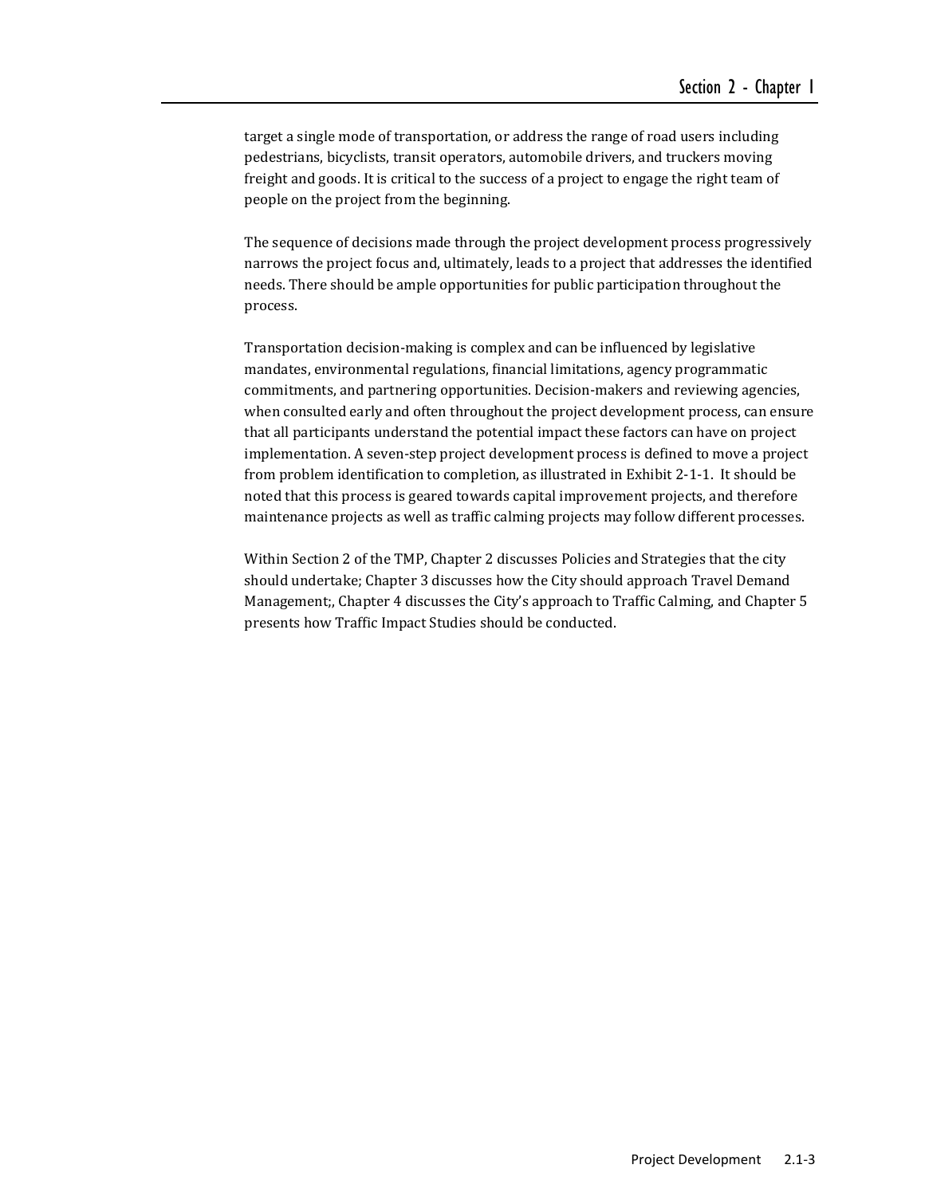target a single mode of transportation, or address the range of road users including pedestrians, bicyclists, transit operators, automobile drivers, and truckers moving freight and goods. It is critical to the success of a project to engage the right team of people on the project from the beginning.

The sequence of decisions made through the project development process progressively narrows the project focus and, ultimately, leads to a project that addresses the identified needs. There should be ample opportunities for public participation throughout the process.

Transportation decision-making is complex and can be influenced by legislative mandates, environmental regulations, financial limitations, agency programmatic commitments, and partnering opportunities. Decision-makers and reviewing agencies, when consulted early and often throughout the project development process, can ensure that all participants understand the potential impact these factors can have on project implementation. A seven-step project development process is defined to move a project from problem identification to completion, as illustrated in Exhibit 2-1-1. It should be noted that this process is geared towards capital improvement projects, and therefore maintenance projects as well as traffic calming projects may follow different processes.

Within Section 2 of the TMP, Chapter 2 discusses Policies and Strategies that the city should undertake; Chapter 3 discusses how the City should approach Travel Demand Management;, Chapter 4 discusses the City's approach to Traffic Calming, and Chapter 5 presents how Traffic Impact Studies should be conducted.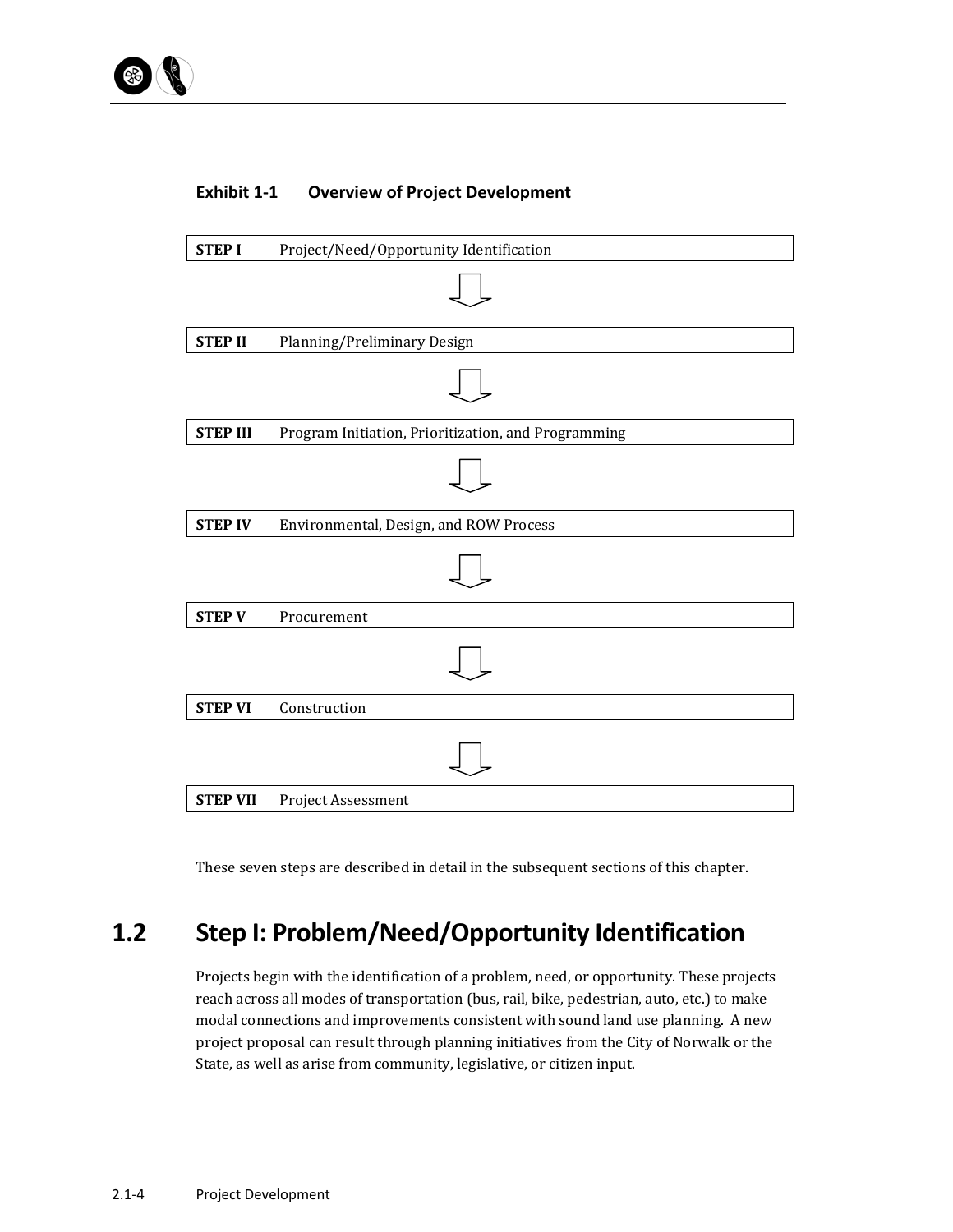**Exhibit 1-1 Overview of Project Development**

| | |
|---|---|
| **STEP I** | Project/Need/Opportunity Identification |
| ↓ | |
| **STEP II** | Planning/Preliminary Design |
| ↓ | |
| **STEP III** | Program Initiation, Prioritization, and Programming |
| ↓ | |
| **STEP IV** | Environmental, Design, and ROW Process |
| ↓ | |
| **STEP V** | Procurement |
| ↓ | |
| **STEP VI** | Construction |
| ↓ | |
| **STEP VII** | Project Assessment |

These seven steps are described in detail in the subsequent sections of this chapter.

## 1.2 Step I: Problem/Need/Opportunity Identification

Projects begin with the identification of a problem, need, or opportunity. These projects reach across all modes of transportation (bus, rail, bike, pedestrian, auto, etc.) to make modal connections and improvements consistent with sound land use planning. A new project proposal can result through planning initiatives from the City of Norwalk or the State, as well as arise from community, legislative, or citizen input.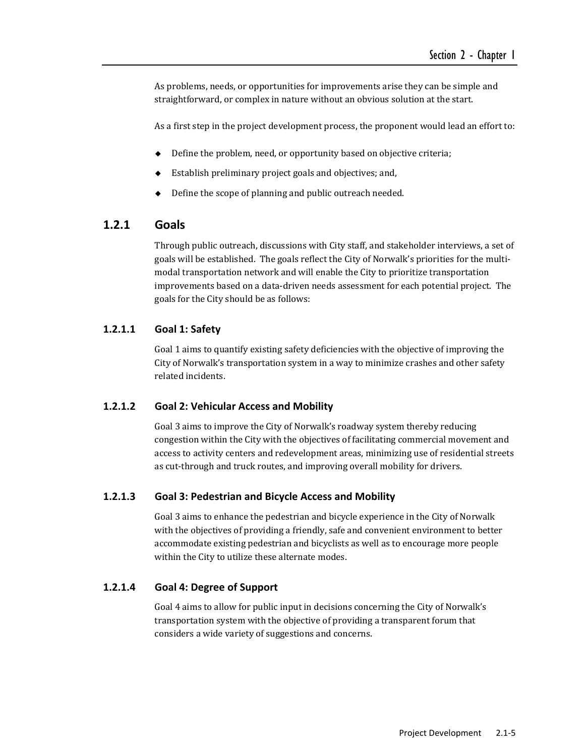As problems, needs, or opportunities for improvements arise they can be simple and straightforward, or complex in nature without an obvious solution at the start.

As a first step in the project development process, the proponent would lead an effort to:

- Define the problem, need, or opportunity based on objective criteria;
- Establish preliminary project goals and objectives; and,
- Define the scope of planning and public outreach needed.

## 1.2.1 Goals

Through public outreach, discussions with City staff, and stakeholder interviews, a set of goals will be established. The goals reflect the City of Norwalk's priorities for the multi-modal transportation network and will enable the City to prioritize transportation improvements based on a data-driven needs assessment for each potential project. The goals for the City should be as follows:

### 1.2.1.1 Goal 1: Safety

Goal 1 aims to quantify existing safety deficiencies with the objective of improving the City of Norwalk's transportation system in a way to minimize crashes and other safety related incidents.

### 1.2.1.2 Goal 2: Vehicular Access and Mobility

Goal 3 aims to improve the City of Norwalk's roadway system thereby reducing congestion within the City with the objectives of facilitating commercial movement and access to activity centers and redevelopment areas, minimizing use of residential streets as cut-through and truck routes, and improving overall mobility for drivers.

### 1.2.1.3 Goal 3: Pedestrian and Bicycle Access and Mobility

Goal 3 aims to enhance the pedestrian and bicycle experience in the City of Norwalk with the objectives of providing a friendly, safe and convenient environment to better accommodate existing pedestrian and bicyclists as well as to encourage more people within the City to utilize these alternate modes.

### 1.2.1.4 Goal 4: Degree of Support

Goal 4 aims to allow for public input in decisions concerning the City of Norwalk's transportation system with the objective of providing a transparent forum that considers a wide variety of suggestions and concerns.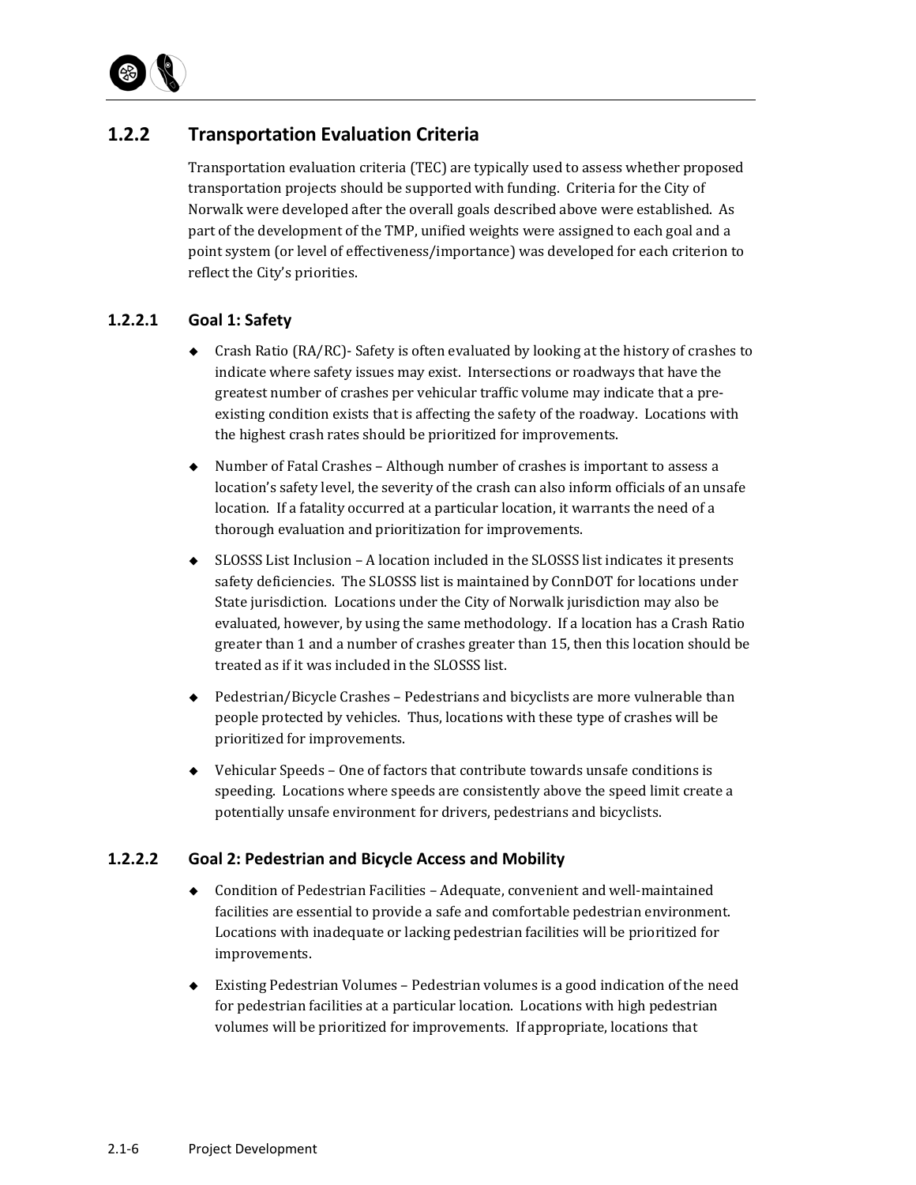### 1.2.2 Transportation Evaluation Criteria

Transportation evaluation criteria (TEC) are typically used to assess whether proposed transportation projects should be supported with funding. Criteria for the City of Norwalk were developed after the overall goals described above were established. As part of the development of the TMP, unified weights were assigned to each goal and a point system (or level of effectiveness/importance) was developed for each criterion to reflect the City's priorities.

#### 1.2.2.1 Goal 1: Safety

- Crash Ratio (RA/RC)- Safety is often evaluated by looking at the history of crashes to indicate where safety issues may exist. Intersections or roadways that have the greatest number of crashes per vehicular traffic volume may indicate that a pre-existing condition exists that is affecting the safety of the roadway. Locations with the highest crash rates should be prioritized for improvements.
- Number of Fatal Crashes – Although number of crashes is important to assess a location's safety level, the severity of the crash can also inform officials of an unsafe location. If a fatality occurred at a particular location, it warrants the need of a thorough evaluation and prioritization for improvements.
- SLOSSS List Inclusion – A location included in the SLOSSS list indicates it presents safety deficiencies. The SLOSSS list is maintained by ConnDOT for locations under State jurisdiction. Locations under the City of Norwalk jurisdiction may also be evaluated, however, by using the same methodology. If a location has a Crash Ratio greater than 1 and a number of crashes greater than 15, then this location should be treated as if it was included in the SLOSSS list.
- Pedestrian/Bicycle Crashes – Pedestrians and bicyclists are more vulnerable than people protected by vehicles. Thus, locations with these type of crashes will be prioritized for improvements.
- Vehicular Speeds – One of factors that contribute towards unsafe conditions is speeding. Locations where speeds are consistently above the speed limit create a potentially unsafe environment for drivers, pedestrians and bicyclists.

#### 1.2.2.2 Goal 2: Pedestrian and Bicycle Access and Mobility

- Condition of Pedestrian Facilities – Adequate, convenient and well-maintained facilities are essential to provide a safe and comfortable pedestrian environment. Locations with inadequate or lacking pedestrian facilities will be prioritized for improvements.
- Existing Pedestrian Volumes – Pedestrian volumes is a good indication of the need for pedestrian facilities at a particular location. Locations with high pedestrian volumes will be prioritized for improvements. If appropriate, locations that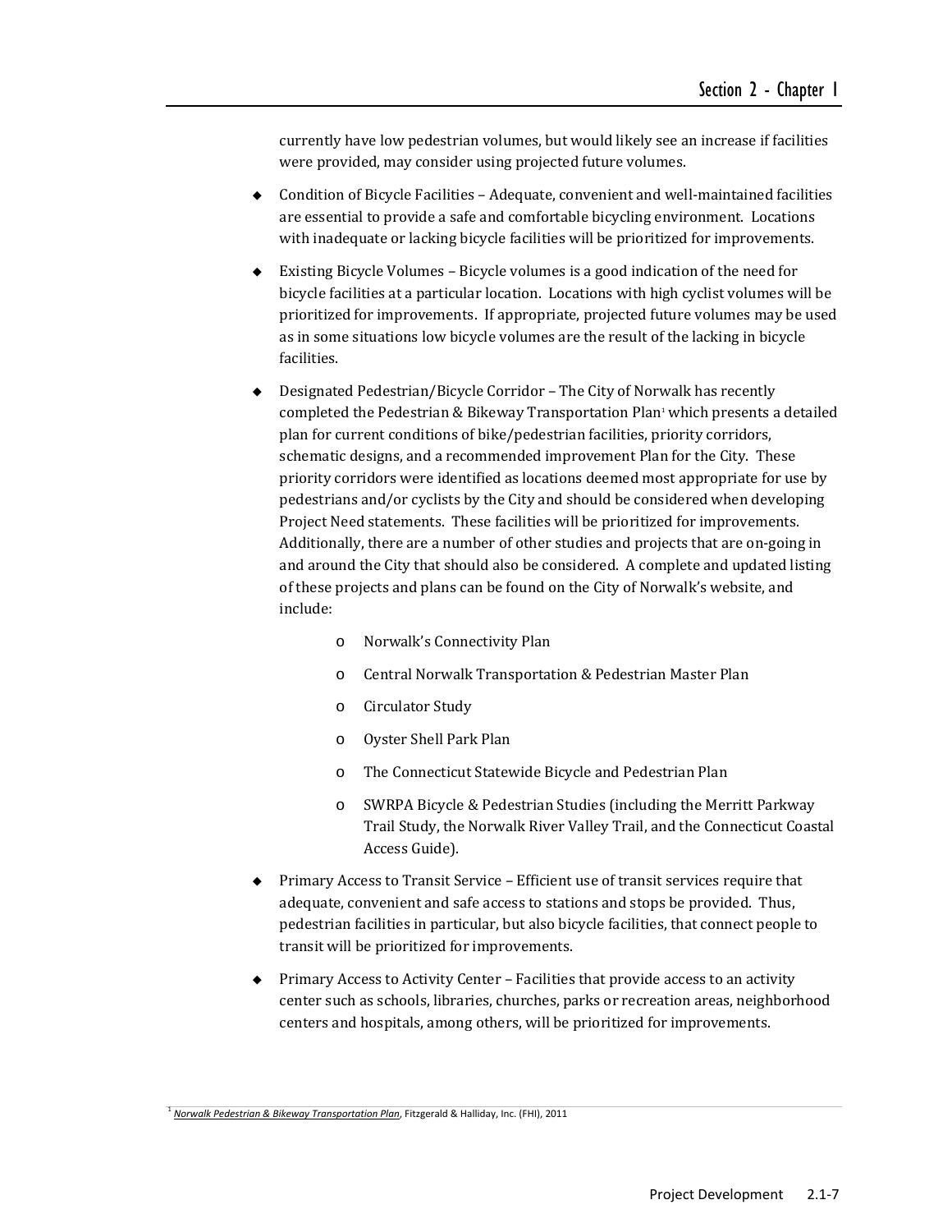currently have low pedestrian volumes, but would likely see an increase if facilities were provided, may consider using projected future volumes.

- Condition of Bicycle Facilities – Adequate, convenient and well-maintained facilities are essential to provide a safe and comfortable bicycling environment. Locations with inadequate or lacking bicycle facilities will be prioritized for improvements.

- Existing Bicycle Volumes – Bicycle volumes is a good indication of the need for bicycle facilities at a particular location. Locations with high cyclist volumes will be prioritized for improvements. If appropriate, projected future volumes may be used as in some situations low bicycle volumes are the result of the lacking in bicycle facilities.

- Designated Pedestrian/Bicycle Corridor – The City of Norwalk has recently completed the Pedestrian & Bikeway Transportation Plan[1] which presents a detailed plan for current conditions of bike/pedestrian facilities, priority corridors, schematic designs, and a recommended improvement Plan for the City. These priority corridors were identified as locations deemed most appropriate for use by pedestrians and/or cyclists by the City and should be considered when developing Project Need statements. These facilities will be prioritized for improvements. Additionally, there are a number of other studies and projects that are on-going in and around the City that should also be considered. A complete and updated listing of these projects and plans can be found on the City of Norwalk's website, and include:

  - Norwalk's Connectivity Plan
  - Central Norwalk Transportation & Pedestrian Master Plan
  - Circulator Study
  - Oyster Shell Park Plan
  - The Connecticut Statewide Bicycle and Pedestrian Plan
  - SWRPA Bicycle & Pedestrian Studies (including the Merritt Parkway Trail Study, the Norwalk River Valley Trail, and the Connecticut Coastal Access Guide).

- Primary Access to Transit Service – Efficient use of transit services require that adequate, convenient and safe access to stations and stops be provided. Thus, pedestrian facilities in particular, but also bicycle facilities, that connect people to transit will be prioritized for improvements.

- Primary Access to Activity Center – Facilities that provide access to an activity center such as schools, libraries, churches, parks or recreation areas, neighborhood centers and hospitals, among others, will be prioritized for improvements.

[1] *Norwalk Pedestrian & Bikeway Transportation Plan*, Fitzgerald & Halliday, Inc. (FHI), 2011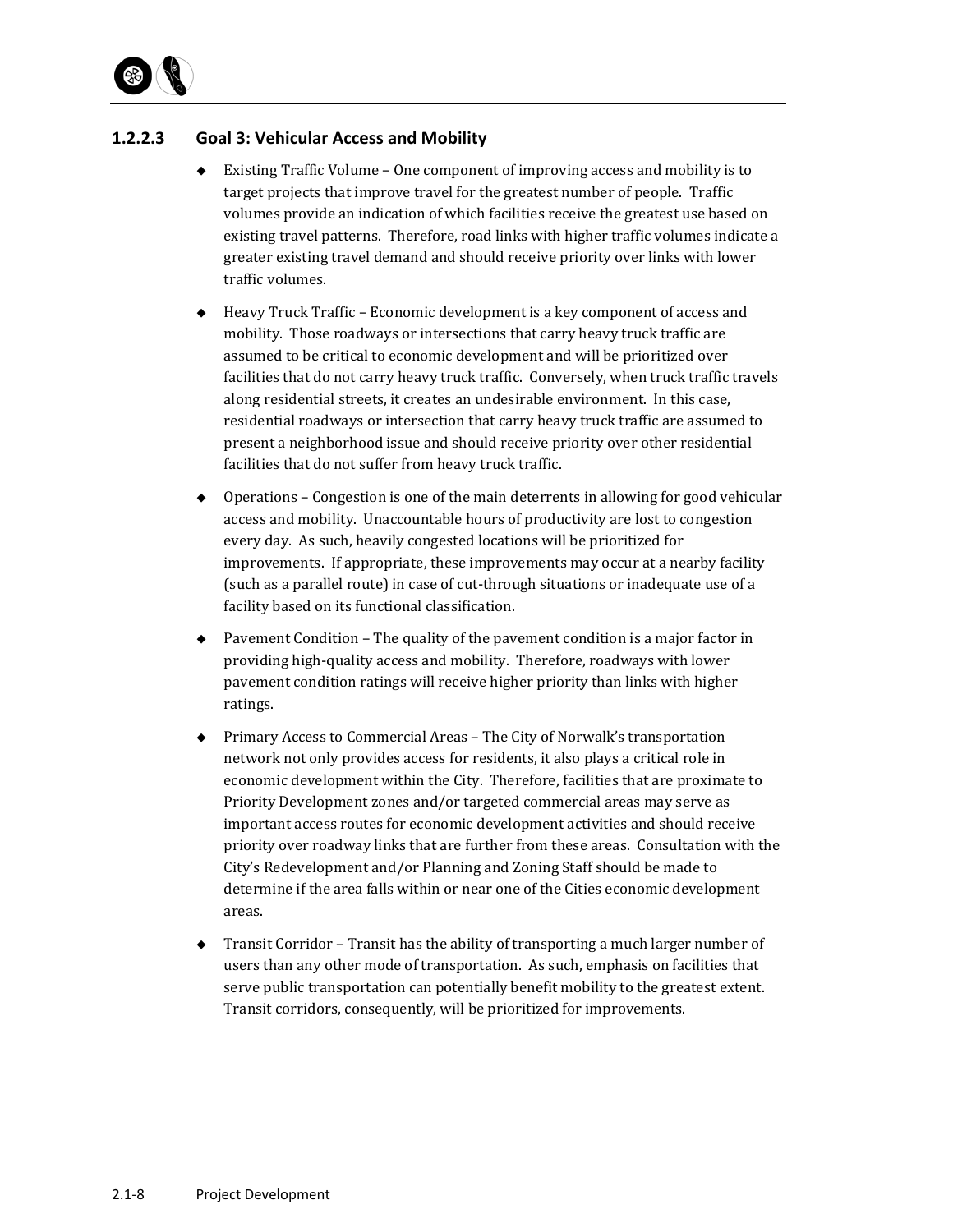### 1.2.2.3 Goal 3: Vehicular Access and Mobility

- Existing Traffic Volume – One component of improving access and mobility is to target projects that improve travel for the greatest number of people. Traffic volumes provide an indication of which facilities receive the greatest use based on existing travel patterns. Therefore, road links with higher traffic volumes indicate a greater existing travel demand and should receive priority over links with lower traffic volumes.

- Heavy Truck Traffic – Economic development is a key component of access and mobility. Those roadways or intersections that carry heavy truck traffic are assumed to be critical to economic development and will be prioritized over facilities that do not carry heavy truck traffic. Conversely, when truck traffic travels along residential streets, it creates an undesirable environment. In this case, residential roadways or intersection that carry heavy truck traffic are assumed to present a neighborhood issue and should receive priority over other residential facilities that do not suffer from heavy truck traffic.

- Operations – Congestion is one of the main deterrents in allowing for good vehicular access and mobility. Unaccountable hours of productivity are lost to congestion every day. As such, heavily congested locations will be prioritized for improvements. If appropriate, these improvements may occur at a nearby facility (such as a parallel route) in case of cut-through situations or inadequate use of a facility based on its functional classification.

- Pavement Condition – The quality of the pavement condition is a major factor in providing high-quality access and mobility. Therefore, roadways with lower pavement condition ratings will receive higher priority than links with higher ratings.

- Primary Access to Commercial Areas – The City of Norwalk's transportation network not only provides access for residents, it also plays a critical role in economic development within the City. Therefore, facilities that are proximate to Priority Development zones and/or targeted commercial areas may serve as important access routes for economic development activities and should receive priority over roadway links that are further from these areas. Consultation with the City's Redevelopment and/or Planning and Zoning Staff should be made to determine if the area falls within or near one of the Cities economic development areas.

- Transit Corridor – Transit has the ability of transporting a much larger number of users than any other mode of transportation. As such, emphasis on facilities that serve public transportation can potentially benefit mobility to the greatest extent. Transit corridors, consequently, will be prioritized for improvements.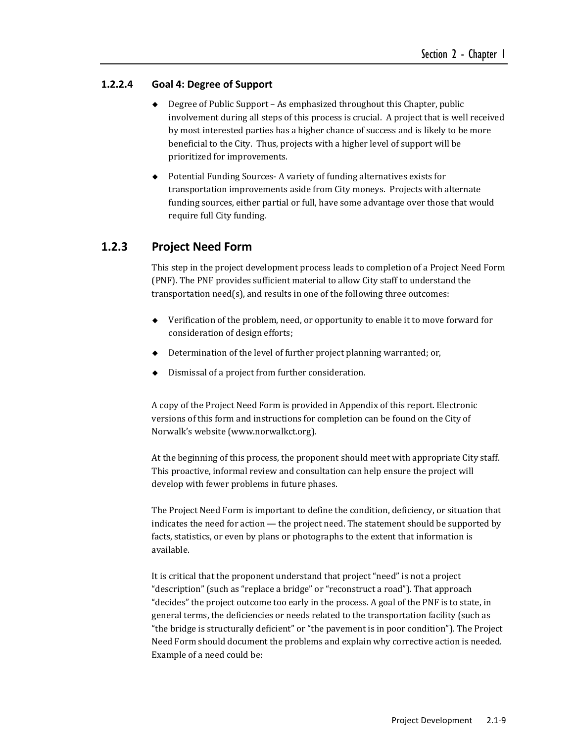#### 1.2.2.4 Goal 4: Degree of Support

- Degree of Public Support – As emphasized throughout this Chapter, public involvement during all steps of this process is crucial. A project that is well received by most interested parties has a higher chance of success and is likely to be more beneficial to the City. Thus, projects with a higher level of support will be prioritized for improvements.
- Potential Funding Sources- A variety of funding alternatives exists for transportation improvements aside from City moneys. Projects with alternate funding sources, either partial or full, have some advantage over those that would require full City funding.

### 1.2.3 Project Need Form

This step in the project development process leads to completion of a Project Need Form (PNF). The PNF provides sufficient material to allow City staff to understand the transportation need(s), and results in one of the following three outcomes:

- Verification of the problem, need, or opportunity to enable it to move forward for consideration of design efforts;
- Determination of the level of further project planning warranted; or,
- Dismissal of a project from further consideration.

A copy of the Project Need Form is provided in Appendix of this report. Electronic versions of this form and instructions for completion can be found on the City of Norwalk's website (www.norwalkct.org).

At the beginning of this process, the proponent should meet with appropriate City staff. This proactive, informal review and consultation can help ensure the project will develop with fewer problems in future phases.

The Project Need Form is important to define the condition, deficiency, or situation that indicates the need for action — the project need. The statement should be supported by facts, statistics, or even by plans or photographs to the extent that information is available.

It is critical that the proponent understand that project "need" is not a project "description" (such as "replace a bridge" or "reconstruct a road"). That approach "decides" the project outcome too early in the process. A goal of the PNF is to state, in general terms, the deficiencies or needs related to the transportation facility (such as "the bridge is structurally deficient" or "the pavement is in poor condition"). The Project Need Form should document the problems and explain why corrective action is needed. Example of a need could be: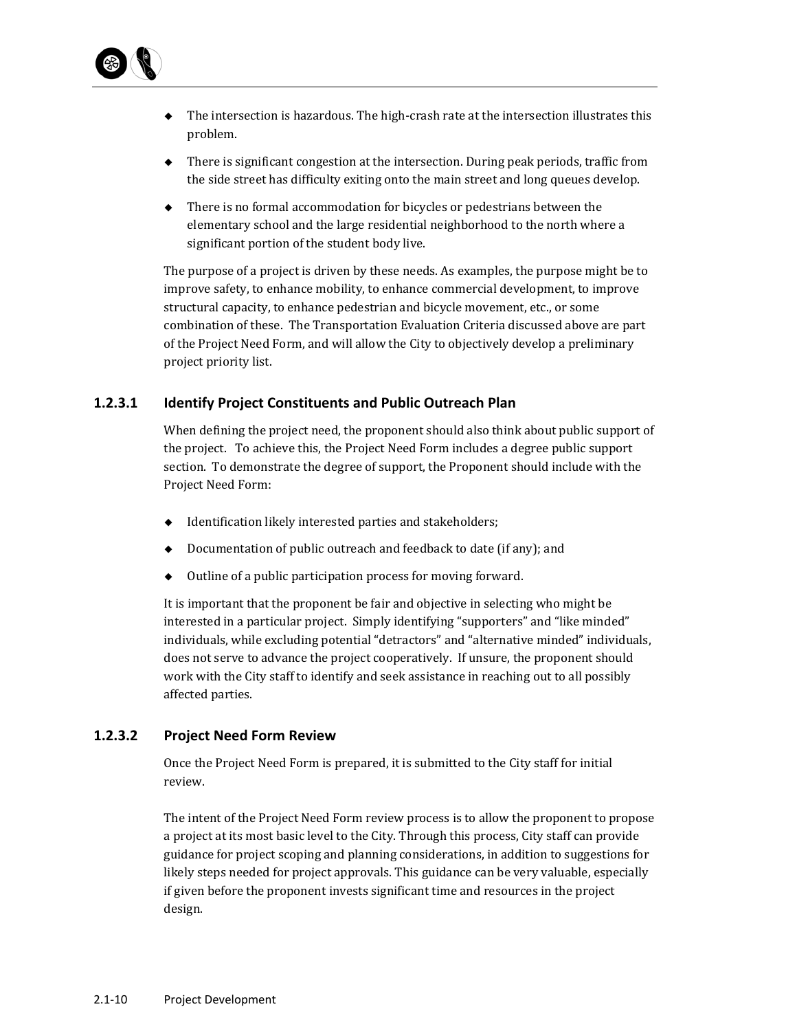- The intersection is hazardous. The high-crash rate at the intersection illustrates this problem.
- There is significant congestion at the intersection. During peak periods, traffic from the side street has difficulty exiting onto the main street and long queues develop.
- There is no formal accommodation for bicycles or pedestrians between the elementary school and the large residential neighborhood to the north where a significant portion of the student body live.

The purpose of a project is driven by these needs. As examples, the purpose might be to improve safety, to enhance mobility, to enhance commercial development, to improve structural capacity, to enhance pedestrian and bicycle movement, etc., or some combination of these. The Transportation Evaluation Criteria discussed above are part of the Project Need Form, and will allow the City to objectively develop a preliminary project priority list.

### 1.2.3.1 Identify Project Constituents and Public Outreach Plan

When defining the project need, the proponent should also think about public support of the project. To achieve this, the Project Need Form includes a degree public support section. To demonstrate the degree of support, the Proponent should include with the Project Need Form:

- Identification likely interested parties and stakeholders;
- Documentation of public outreach and feedback to date (if any); and
- Outline of a public participation process for moving forward.

It is important that the proponent be fair and objective in selecting who might be interested in a particular project. Simply identifying "supporters" and "like minded" individuals, while excluding potential "detractors" and "alternative minded" individuals, does not serve to advance the project cooperatively. If unsure, the proponent should work with the City staff to identify and seek assistance in reaching out to all possibly affected parties.

### 1.2.3.2 Project Need Form Review

Once the Project Need Form is prepared, it is submitted to the City staff for initial review.

The intent of the Project Need Form review process is to allow the proponent to propose a project at its most basic level to the City. Through this process, City staff can provide guidance for project scoping and planning considerations, in addition to suggestions for likely steps needed for project approvals. This guidance can be very valuable, especially if given before the proponent invests significant time and resources in the project design.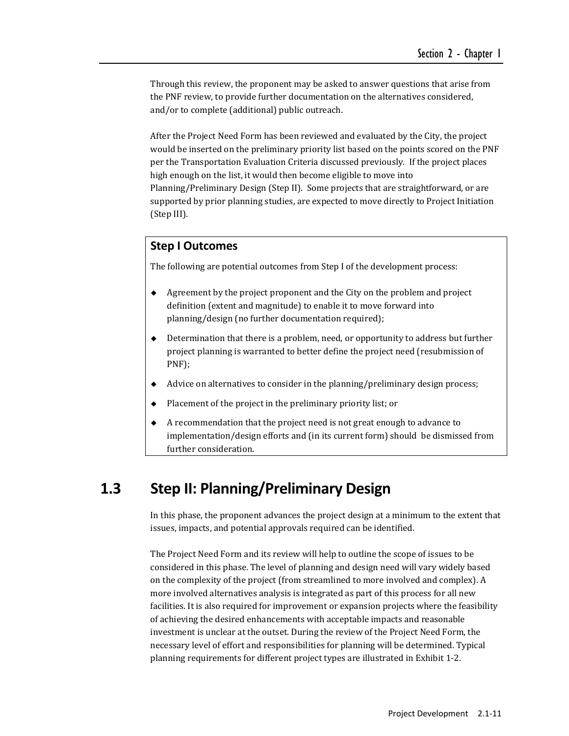Through this review, the proponent may be asked to answer questions that arise from the PNF review, to provide further documentation on the alternatives considered, and/or to complete (additional) public outreach.

After the Project Need Form has been reviewed and evaluated by the City, the project would be inserted on the preliminary priority list based on the points scored on the PNF per the Transportation Evaluation Criteria discussed previously. If the project places high enough on the list, it would then become eligible to move into Planning/Preliminary Design (Step II). Some projects that are straightforward, or are supported by prior planning studies, are expected to move directly to Project Initiation (Step III).

**Step I Outcomes**

The following are potential outcomes from Step I of the development process:

- Agreement by the project proponent and the City on the problem and project definition (extent and magnitude) to enable it to move forward into planning/design (no further documentation required);
- Determination that there is a problem, need, or opportunity to address but further project planning is warranted to better define the project need (resubmission of PNF);
- Advice on alternatives to consider in the planning/preliminary design process;
- Placement of the project in the preliminary priority list; or
- A recommendation that the project need is not great enough to advance to implementation/design efforts and (in its current form) should be dismissed from further consideration.

## 1.3 Step II: Planning/Preliminary Design

In this phase, the proponent advances the project design at a minimum to the extent that issues, impacts, and potential approvals required can be identified.

The Project Need Form and its review will help to outline the scope of issues to be considered in this phase. The level of planning and design need will vary widely based on the complexity of the project (from streamlined to more involved and complex). A more involved alternatives analysis is integrated as part of this process for all new facilities. It is also required for improvement or expansion projects where the feasibility of achieving the desired enhancements with acceptable impacts and reasonable investment is unclear at the outset. During the review of the Project Need Form, the necessary level of effort and responsibilities for planning will be determined. Typical planning requirements for different project types are illustrated in Exhibit 1-2.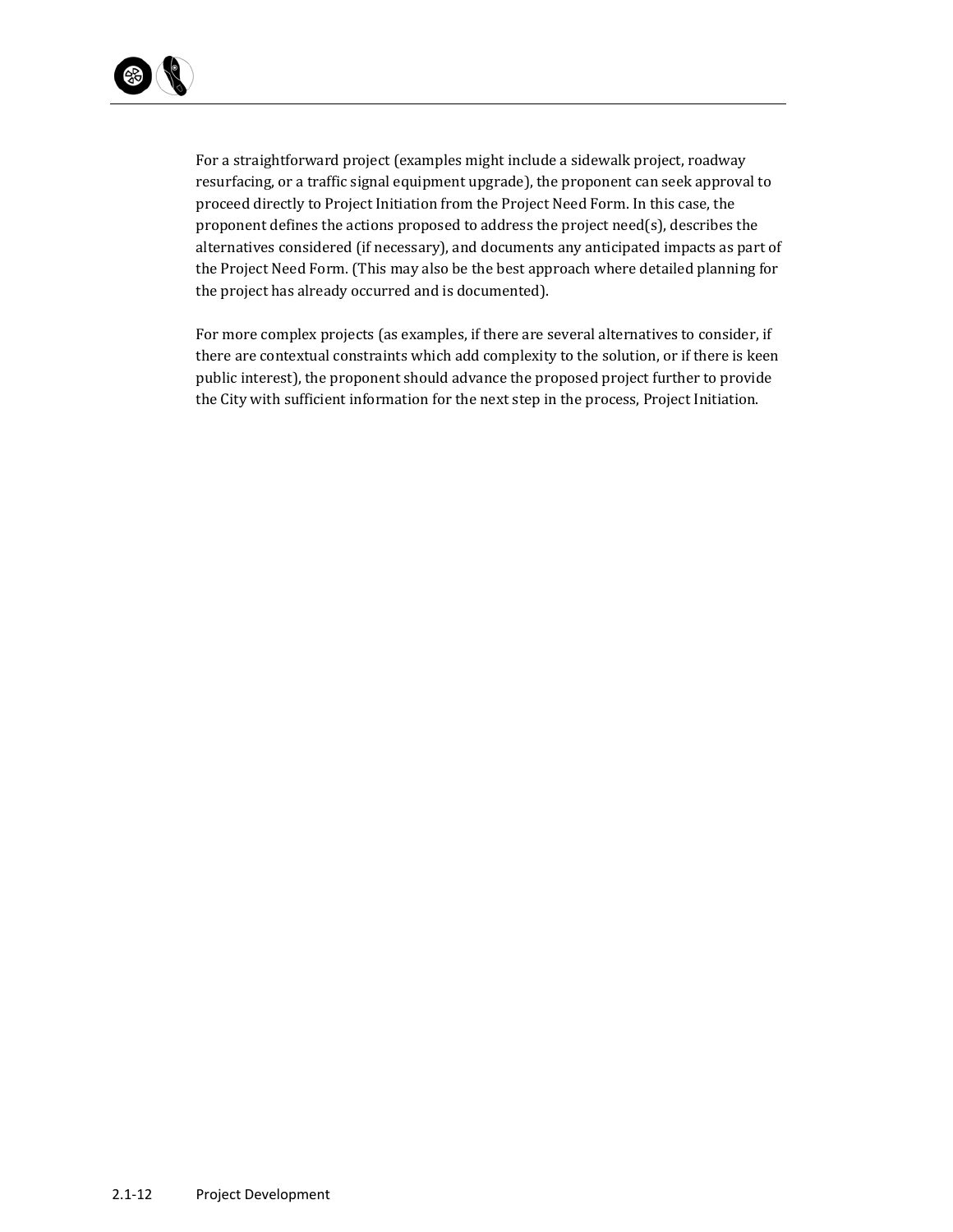For a straightforward project (examples might include a sidewalk project, roadway resurfacing, or a traffic signal equipment upgrade), the proponent can seek approval to proceed directly to Project Initiation from the Project Need Form. In this case, the proponent defines the actions proposed to address the project need(s), describes the alternatives considered (if necessary), and documents any anticipated impacts as part of the Project Need Form. (This may also be the best approach where detailed planning for the project has already occurred and is documented).

For more complex projects (as examples, if there are several alternatives to consider, if there are contextual constraints which add complexity to the solution, or if there is keen public interest), the proponent should advance the proposed project further to provide the City with sufficient information for the next step in the process, Project Initiation.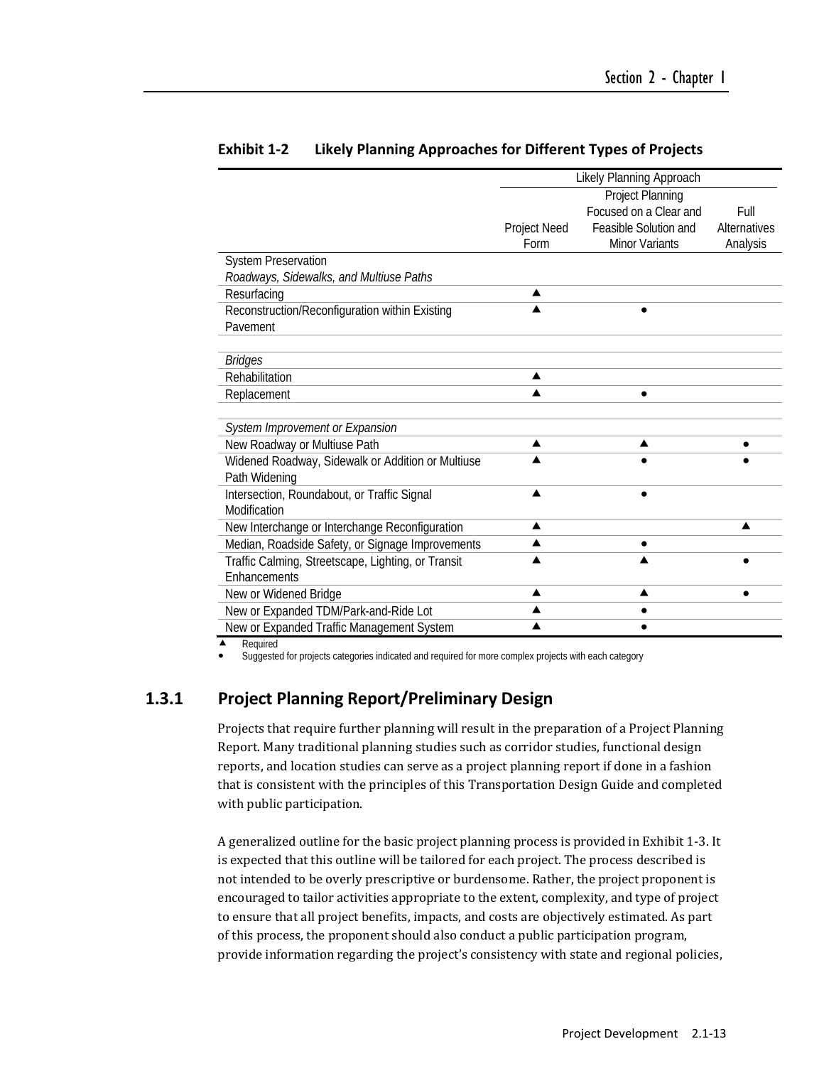**Exhibit 1-2 Likely Planning Approaches for Different Types of Projects**

| | Likely Planning Approach | | |
|---|---|---|---|
| | Project Need Form | Project Planning Focused on a Clear and Feasible Solution and Minor Variants | Full Alternatives Analysis |
| System Preservation | | | |
| *Roadways, Sidewalks, and Multiuse Paths* | | | |
| Resurfacing | ▲ | | |
| Reconstruction/Reconfiguration within Existing Pavement | ▲ | ● | |
| *Bridges* | | | |
| Rehabilitation | ▲ | | |
| Replacement | ▲ | ● | |
| *System Improvement or Expansion* | | | |
| New Roadway or Multiuse Path | ▲ | ▲ | ● |
| Widened Roadway, Sidewalk or Addition or Multiuse Path Widening | ▲ | ● | ● |
| Intersection, Roundabout, or Traffic Signal Modification | ▲ | ● | |
| New Interchange or Interchange Reconfiguration | ▲ | | ▲ |
| Median, Roadside Safety, or Signage Improvements | ▲ | ● | |
| Traffic Calming, Streetscape, Lighting, or Transit Enhancements | ▲ | ▲ | ● |
| New or Widened Bridge | ▲ | ▲ | ● |
| New or Expanded TDM/Park-and-Ride Lot | ▲ | ● | |
| New or Expanded Traffic Management System | ▲ | ● | |

▲ Required
● Suggested for projects categories indicated and required for more complex projects with each category

### 1.3.1 Project Planning Report/Preliminary Design

Projects that require further planning will result in the preparation of a Project Planning Report. Many traditional planning studies such as corridor studies, functional design reports, and location studies can serve as a project planning report if done in a fashion that is consistent with the principles of this Transportation Design Guide and completed with public participation.

A generalized outline for the basic project planning process is provided in Exhibit 1-3. It is expected that this outline will be tailored for each project. The process described is not intended to be overly prescriptive or burdensome. Rather, the project proponent is encouraged to tailor activities appropriate to the extent, complexity, and type of project to ensure that all project benefits, impacts, and costs are objectively estimated. As part of this process, the proponent should also conduct a public participation program, provide information regarding the project's consistency with state and regional policies,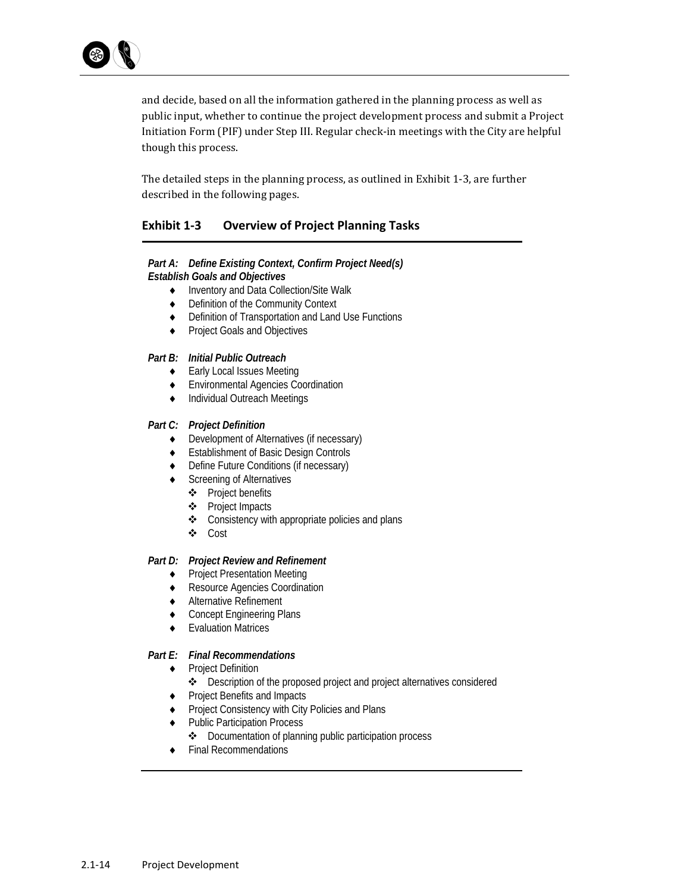and decide, based on all the information gathered in the planning process as well as public input, whether to continue the project development process and submit a Project Initiation Form (PIF) under Step III. Regular check-in meetings with the City are helpful though this process.

The detailed steps in the planning process, as outlined in Exhibit 1-3, are further described in the following pages.

### Exhibit 1-3 Overview of Project Planning Tasks

***Part A: Define Existing Context, Confirm Project Need(s) Establish Goals and Objectives***

- Inventory and Data Collection/Site Walk
- Definition of the Community Context
- Definition of Transportation and Land Use Functions
- Project Goals and Objectives

***Part B: Initial Public Outreach***

- Early Local Issues Meeting
- Environmental Agencies Coordination
- Individual Outreach Meetings

***Part C: Project Definition***

- Development of Alternatives (if necessary)
- Establishment of Basic Design Controls
- Define Future Conditions (if necessary)
- Screening of Alternatives
  - Project benefits
  - Project Impacts
  - Consistency with appropriate policies and plans
  - Cost

***Part D: Project Review and Refinement***

- Project Presentation Meeting
- Resource Agencies Coordination
- Alternative Refinement
- Concept Engineering Plans
- Evaluation Matrices

***Part E: Final Recommendations***

- Project Definition
  - Description of the proposed project and project alternatives considered
- Project Benefits and Impacts
- Project Consistency with City Policies and Plans
- Public Participation Process
  - Documentation of planning public participation process
- Final Recommendations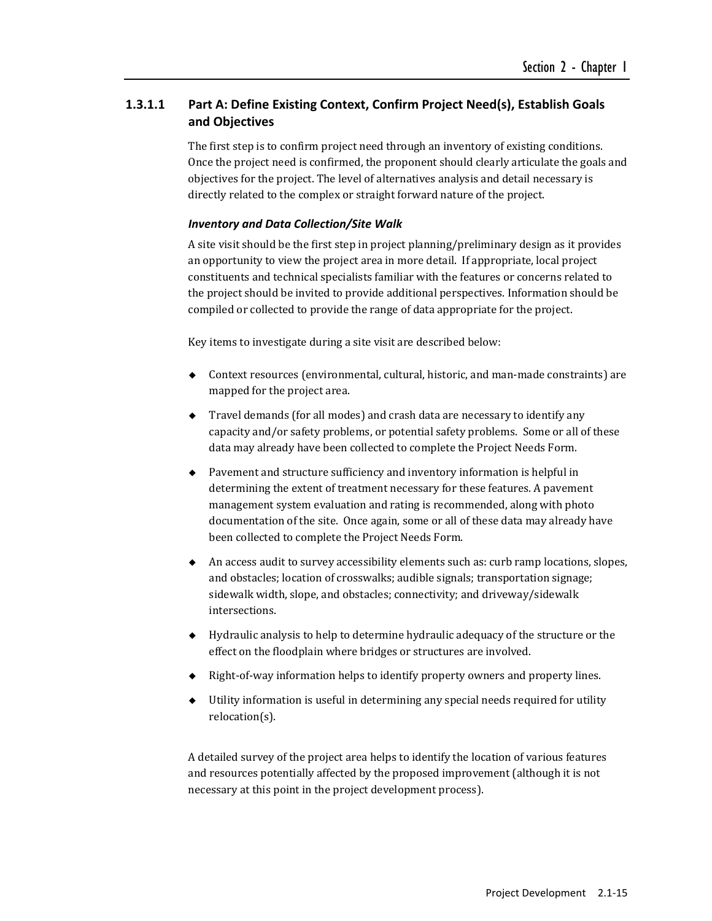### 1.3.1.1 Part A: Define Existing Context, Confirm Project Need(s), Establish Goals and Objectives

The first step is to confirm project need through an inventory of existing conditions. Once the project need is confirmed, the proponent should clearly articulate the goals and objectives for the project. The level of alternatives analysis and detail necessary is directly related to the complex or straight forward nature of the project.

#### *Inventory and Data Collection/Site Walk*

A site visit should be the first step in project planning/preliminary design as it provides an opportunity to view the project area in more detail. If appropriate, local project constituents and technical specialists familiar with the features or concerns related to the project should be invited to provide additional perspectives. Information should be compiled or collected to provide the range of data appropriate for the project.

Key items to investigate during a site visit are described below:

- Context resources (environmental, cultural, historic, and man-made constraints) are mapped for the project area.
- Travel demands (for all modes) and crash data are necessary to identify any capacity and/or safety problems, or potential safety problems. Some or all of these data may already have been collected to complete the Project Needs Form.
- Pavement and structure sufficiency and inventory information is helpful in determining the extent of treatment necessary for these features. A pavement management system evaluation and rating is recommended, along with photo documentation of the site. Once again, some or all of these data may already have been collected to complete the Project Needs Form.
- An access audit to survey accessibility elements such as: curb ramp locations, slopes, and obstacles; location of crosswalks; audible signals; transportation signage; sidewalk width, slope, and obstacles; connectivity; and driveway/sidewalk intersections.
- Hydraulic analysis to help to determine hydraulic adequacy of the structure or the effect on the floodplain where bridges or structures are involved.
- Right-of-way information helps to identify property owners and property lines.
- Utility information is useful in determining any special needs required for utility relocation(s).

A detailed survey of the project area helps to identify the location of various features and resources potentially affected by the proposed improvement (although it is not necessary at this point in the project development process).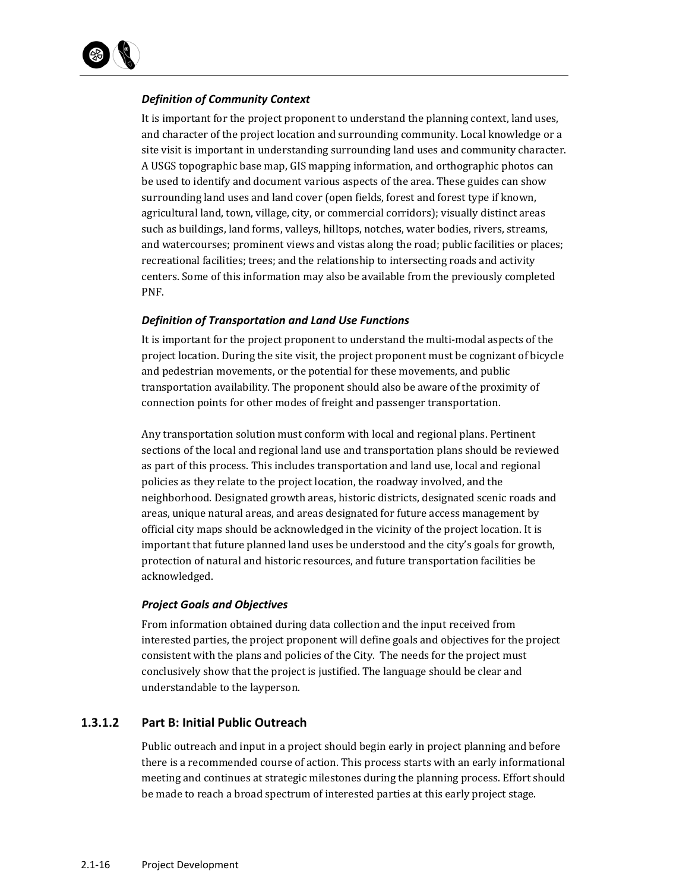*Definition of Community Context*

It is important for the project proponent to understand the planning context, land uses, and character of the project location and surrounding community. Local knowledge or a site visit is important in understanding surrounding land uses and community character. A USGS topographic base map, GIS mapping information, and orthographic photos can be used to identify and document various aspects of the area. These guides can show surrounding land uses and land cover (open fields, forest and forest type if known, agricultural land, town, village, city, or commercial corridors); visually distinct areas such as buildings, land forms, valleys, hilltops, notches, water bodies, rivers, streams, and watercourses; prominent views and vistas along the road; public facilities or places; recreational facilities; trees; and the relationship to intersecting roads and activity centers. Some of this information may also be available from the previously completed PNF.

*Definition of Transportation and Land Use Functions*

It is important for the project proponent to understand the multi-modal aspects of the project location. During the site visit, the project proponent must be cognizant of bicycle and pedestrian movements, or the potential for these movements, and public transportation availability. The proponent should also be aware of the proximity of connection points for other modes of freight and passenger transportation.

Any transportation solution must conform with local and regional plans. Pertinent sections of the local and regional land use and transportation plans should be reviewed as part of this process. This includes transportation and land use, local and regional policies as they relate to the project location, the roadway involved, and the neighborhood. Designated growth areas, historic districts, designated scenic roads and areas, unique natural areas, and areas designated for future access management by official city maps should be acknowledged in the vicinity of the project location. It is important that future planned land uses be understood and the city's goals for growth, protection of natural and historic resources, and future transportation facilities be acknowledged.

*Project Goals and Objectives*

From information obtained during data collection and the input received from interested parties, the project proponent will define goals and objectives for the project consistent with the plans and policies of the City. The needs for the project must conclusively show that the project is justified. The language should be clear and understandable to the layperson.

### 1.3.1.2 Part B: Initial Public Outreach

Public outreach and input in a project should begin early in project planning and before there is a recommended course of action. This process starts with an early informational meeting and continues at strategic milestones during the planning process. Effort should be made to reach a broad spectrum of interested parties at this early project stage.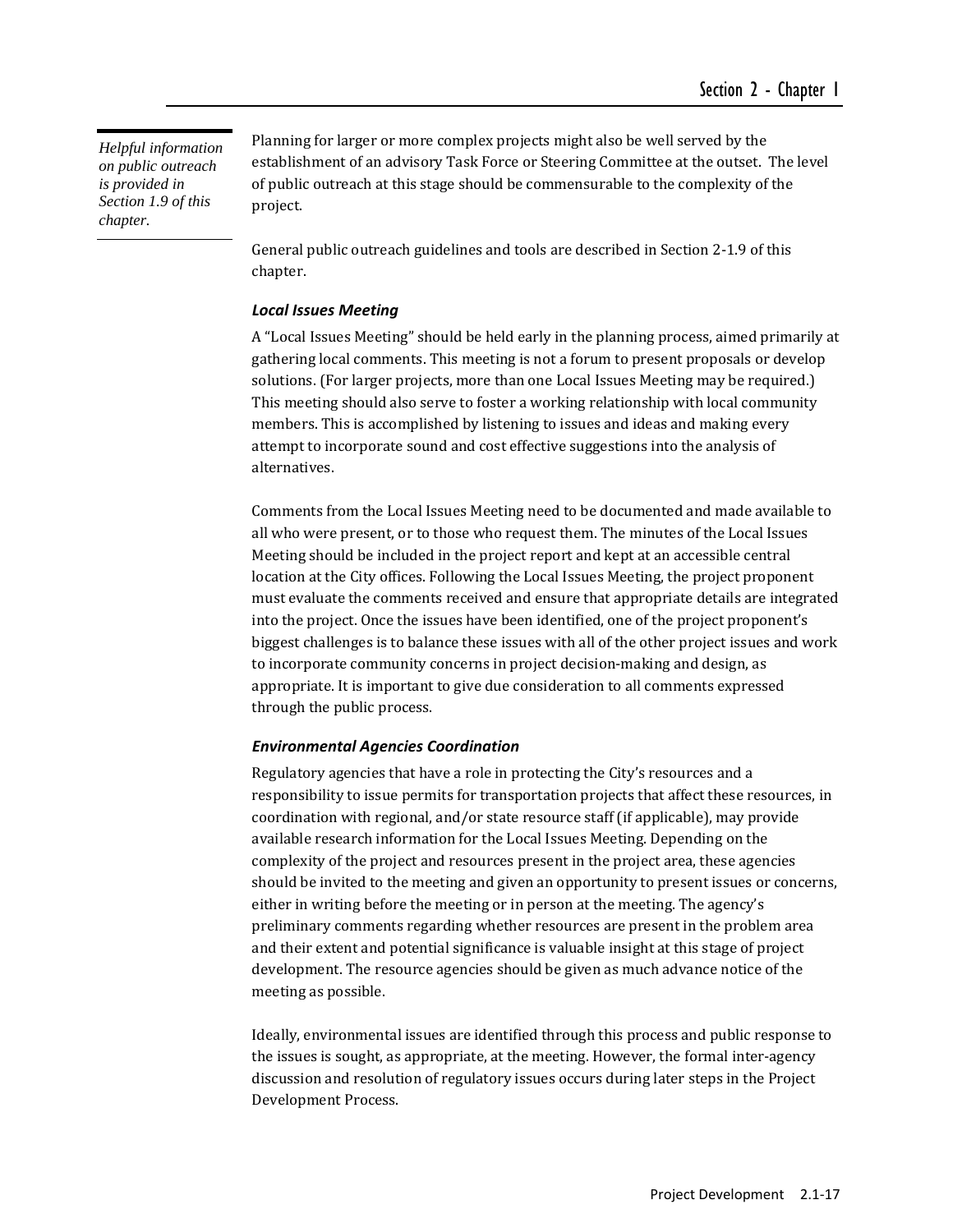*Helpful information on public outreach is provided in Section 1.9 of this chapter.*

Planning for larger or more complex projects might also be well served by the establishment of an advisory Task Force or Steering Committee at the outset. The level of public outreach at this stage should be commensurable to the complexity of the project.

General public outreach guidelines and tools are described in Section 2-1.9 of this chapter.

### *Local Issues Meeting*

A "Local Issues Meeting" should be held early in the planning process, aimed primarily at gathering local comments. This meeting is not a forum to present proposals or develop solutions. (For larger projects, more than one Local Issues Meeting may be required.) This meeting should also serve to foster a working relationship with local community members. This is accomplished by listening to issues and ideas and making every attempt to incorporate sound and cost effective suggestions into the analysis of alternatives.

Comments from the Local Issues Meeting need to be documented and made available to all who were present, or to those who request them. The minutes of the Local Issues Meeting should be included in the project report and kept at an accessible central location at the City offices. Following the Local Issues Meeting, the project proponent must evaluate the comments received and ensure that appropriate details are integrated into the project. Once the issues have been identified, one of the project proponent's biggest challenges is to balance these issues with all of the other project issues and work to incorporate community concerns in project decision-making and design, as appropriate. It is important to give due consideration to all comments expressed through the public process.

### *Environmental Agencies Coordination*

Regulatory agencies that have a role in protecting the City's resources and a responsibility to issue permits for transportation projects that affect these resources, in coordination with regional, and/or state resource staff (if applicable), may provide available research information for the Local Issues Meeting. Depending on the complexity of the project and resources present in the project area, these agencies should be invited to the meeting and given an opportunity to present issues or concerns, either in writing before the meeting or in person at the meeting. The agency's preliminary comments regarding whether resources are present in the problem area and their extent and potential significance is valuable insight at this stage of project development. The resource agencies should be given as much advance notice of the meeting as possible.

Ideally, environmental issues are identified through this process and public response to the issues is sought, as appropriate, at the meeting. However, the formal inter-agency discussion and resolution of regulatory issues occurs during later steps in the Project Development Process.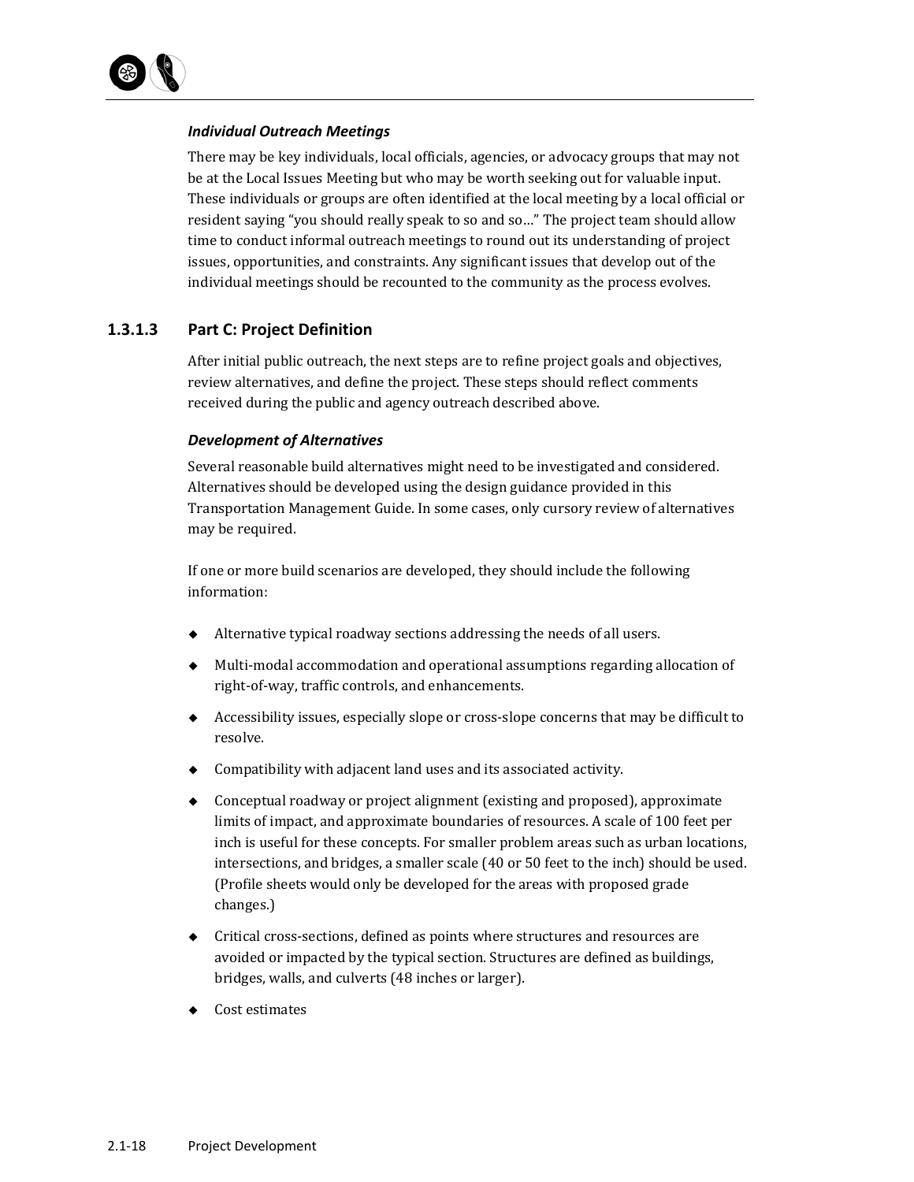*Individual Outreach Meetings*

There may be key individuals, local officials, agencies, or advocacy groups that may not be at the Local Issues Meeting but who may be worth seeking out for valuable input. These individuals or groups are often identified at the local meeting by a local official or resident saying "you should really speak to so and so…" The project team should allow time to conduct informal outreach meetings to round out its understanding of project issues, opportunities, and constraints. Any significant issues that develop out of the individual meetings should be recounted to the community as the process evolves.

### 1.3.1.3 Part C: Project Definition

After initial public outreach, the next steps are to refine project goals and objectives, review alternatives, and define the project. These steps should reflect comments received during the public and agency outreach described above.

*Development of Alternatives*

Several reasonable build alternatives might need to be investigated and considered. Alternatives should be developed using the design guidance provided in this Transportation Management Guide. In some cases, only cursory review of alternatives may be required.

If one or more build scenarios are developed, they should include the following information:

- Alternative typical roadway sections addressing the needs of all users.
- Multi-modal accommodation and operational assumptions regarding allocation of right-of-way, traffic controls, and enhancements.
- Accessibility issues, especially slope or cross-slope concerns that may be difficult to resolve.
- Compatibility with adjacent land uses and its associated activity.
- Conceptual roadway or project alignment (existing and proposed), approximate limits of impact, and approximate boundaries of resources. A scale of 100 feet per inch is useful for these concepts. For smaller problem areas such as urban locations, intersections, and bridges, a smaller scale (40 or 50 feet to the inch) should be used. (Profile sheets would only be developed for the areas with proposed grade changes.)
- Critical cross-sections, defined as points where structures and resources are avoided or impacted by the typical section. Structures are defined as buildings, bridges, walls, and culverts (48 inches or larger).
- Cost estimates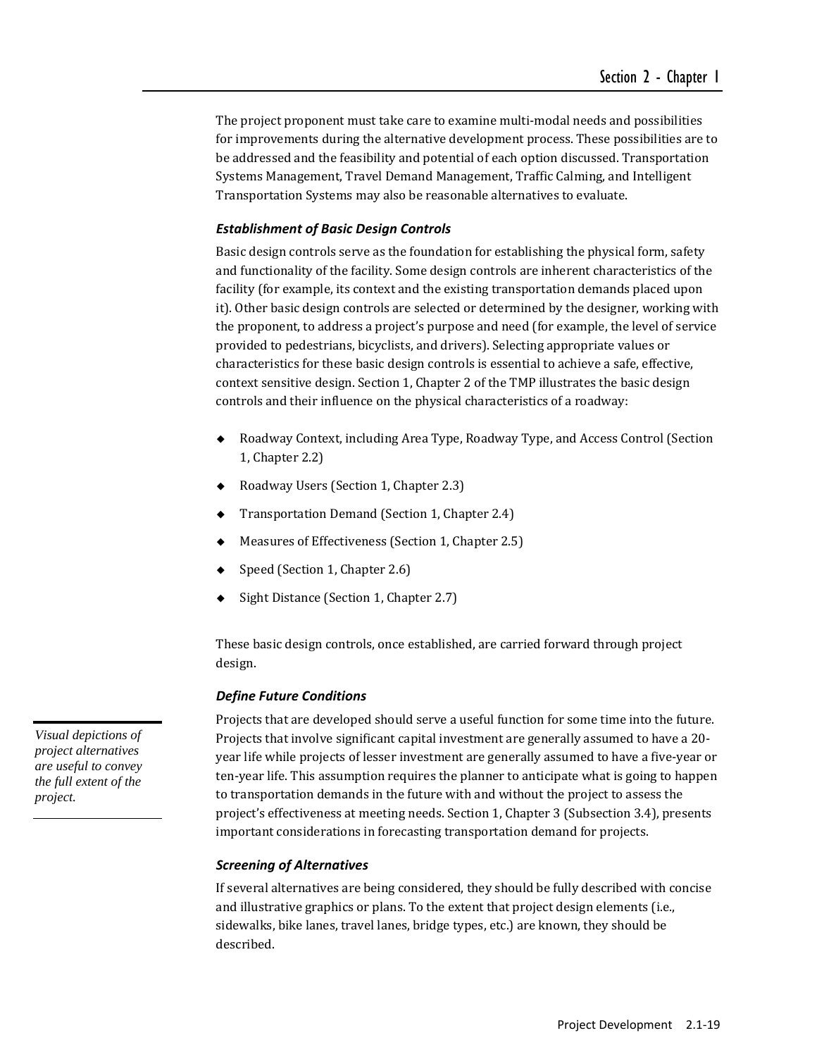The project proponent must take care to examine multi-modal needs and possibilities for improvements during the alternative development process. These possibilities are to be addressed and the feasibility and potential of each option discussed. Transportation Systems Management, Travel Demand Management, Traffic Calming, and Intelligent Transportation Systems may also be reasonable alternatives to evaluate.

### *Establishment of Basic Design Controls*

Basic design controls serve as the foundation for establishing the physical form, safety and functionality of the facility. Some design controls are inherent characteristics of the facility (for example, its context and the existing transportation demands placed upon it). Other basic design controls are selected or determined by the designer, working with the proponent, to address a project's purpose and need (for example, the level of service provided to pedestrians, bicyclists, and drivers). Selecting appropriate values or characteristics for these basic design controls is essential to achieve a safe, effective, context sensitive design. Section 1, Chapter 2 of the TMP illustrates the basic design controls and their influence on the physical characteristics of a roadway:

- Roadway Context, including Area Type, Roadway Type, and Access Control (Section 1, Chapter 2.2)
- Roadway Users (Section 1, Chapter 2.3)
- Transportation Demand (Section 1, Chapter 2.4)
- Measures of Effectiveness (Section 1, Chapter 2.5)
- Speed (Section 1, Chapter 2.6)
- Sight Distance (Section 1, Chapter 2.7)

These basic design controls, once established, are carried forward through project design.

### *Define Future Conditions*

*Visual depictions of project alternatives are useful to convey the full extent of the project.*

Projects that are developed should serve a useful function for some time into the future. Projects that involve significant capital investment are generally assumed to have a 20-year life while projects of lesser investment are generally assumed to have a five-year or ten-year life. This assumption requires the planner to anticipate what is going to happen to transportation demands in the future with and without the project to assess the project's effectiveness at meeting needs. Section 1, Chapter 3 (Subsection 3.4), presents important considerations in forecasting transportation demand for projects.

### *Screening of Alternatives*

If several alternatives are being considered, they should be fully described with concise and illustrative graphics or plans. To the extent that project design elements (i.e., sidewalks, bike lanes, travel lanes, bridge types, etc.) are known, they should be described.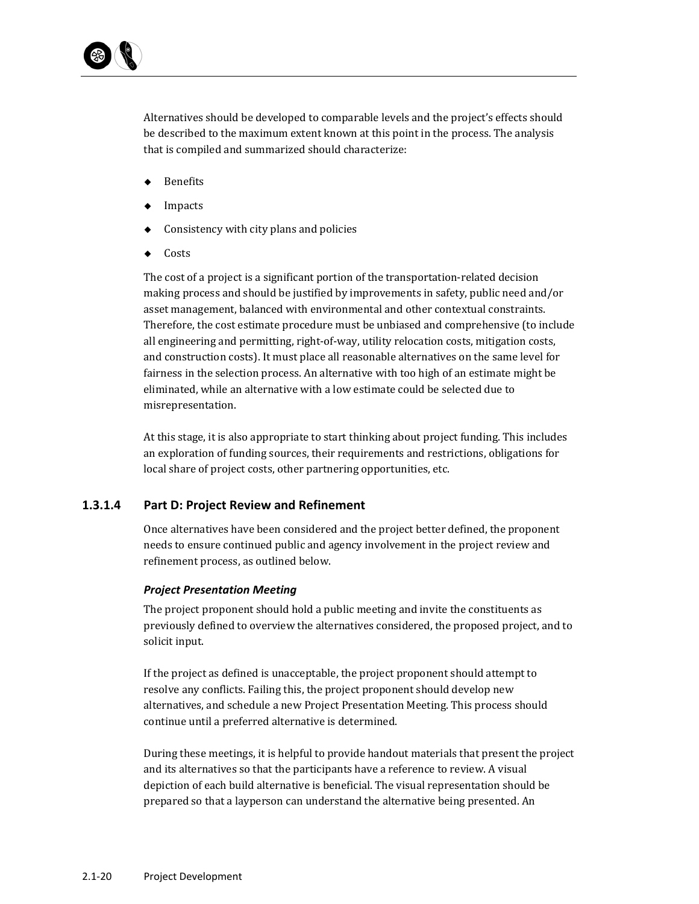Alternatives should be developed to comparable levels and the project's effects should be described to the maximum extent known at this point in the process. The analysis that is compiled and summarized should characterize:

- Benefits
- Impacts
- Consistency with city plans and policies
- Costs

The cost of a project is a significant portion of the transportation-related decision making process and should be justified by improvements in safety, public need and/or asset management, balanced with environmental and other contextual constraints. Therefore, the cost estimate procedure must be unbiased and comprehensive (to include all engineering and permitting, right-of-way, utility relocation costs, mitigation costs, and construction costs). It must place all reasonable alternatives on the same level for fairness in the selection process. An alternative with too high of an estimate might be eliminated, while an alternative with a low estimate could be selected due to misrepresentation.

At this stage, it is also appropriate to start thinking about project funding. This includes an exploration of funding sources, their requirements and restrictions, obligations for local share of project costs, other partnering opportunities, etc.

### 1.3.1.4 Part D: Project Review and Refinement

Once alternatives have been considered and the project better defined, the proponent needs to ensure continued public and agency involvement in the project review and refinement process, as outlined below.

***Project Presentation Meeting***

The project proponent should hold a public meeting and invite the constituents as previously defined to overview the alternatives considered, the proposed project, and to solicit input.

If the project as defined is unacceptable, the project proponent should attempt to resolve any conflicts. Failing this, the project proponent should develop new alternatives, and schedule a new Project Presentation Meeting. This process should continue until a preferred alternative is determined.

During these meetings, it is helpful to provide handout materials that present the project and its alternatives so that the participants have a reference to review. A visual depiction of each build alternative is beneficial. The visual representation should be prepared so that a layperson can understand the alternative being presented. An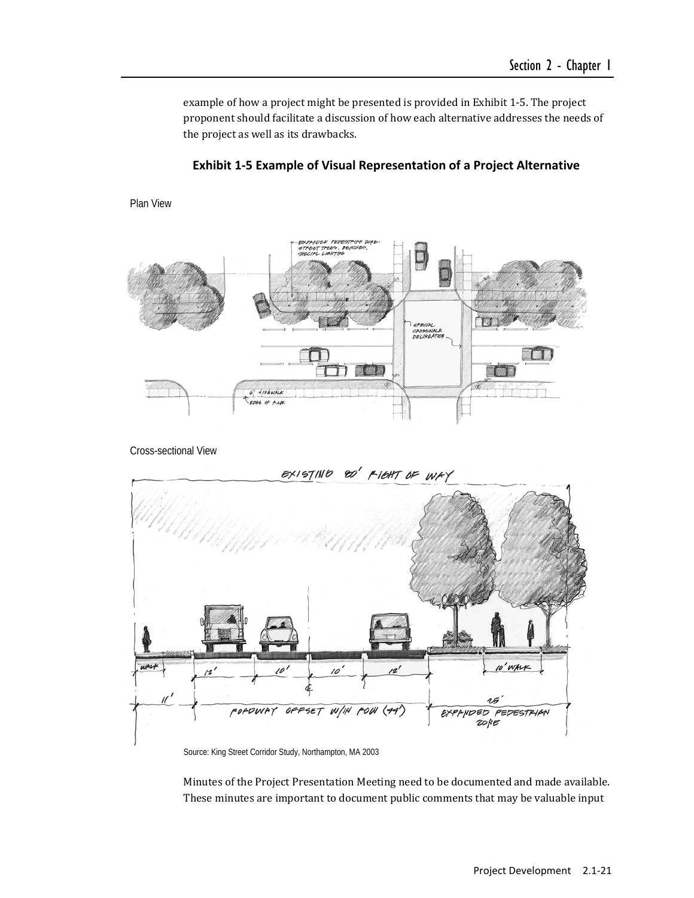example of how a project might be presented is provided in Exhibit 1-5. The project proponent should facilitate a discussion of how each alternative addresses the needs of the project as well as its drawbacks.

**Exhibit 1-5 Example of Visual Representation of a Project Alternative**

Plan View

Cross-sectional View

Source: King Street Corridor Study, Northampton, MA 2003

Minutes of the Project Presentation Meeting need to be documented and made available. These minutes are important to document public comments that may be valuable input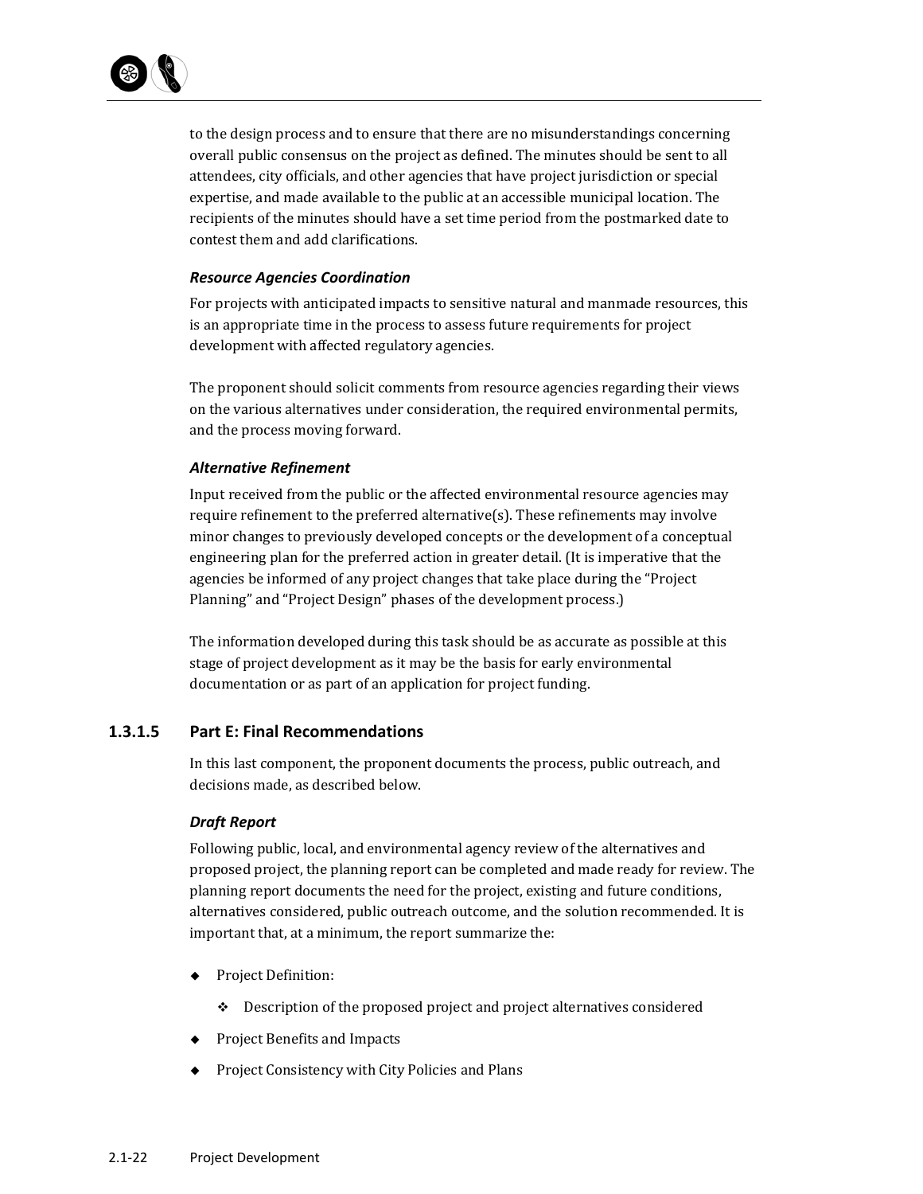to the design process and to ensure that there are no misunderstandings concerning overall public consensus on the project as defined. The minutes should be sent to all attendees, city officials, and other agencies that have project jurisdiction or special expertise, and made available to the public at an accessible municipal location. The recipients of the minutes should have a set time period from the postmarked date to contest them and add clarifications.

***Resource Agencies Coordination***

For projects with anticipated impacts to sensitive natural and manmade resources, this is an appropriate time in the process to assess future requirements for project development with affected regulatory agencies.

The proponent should solicit comments from resource agencies regarding their views on the various alternatives under consideration, the required environmental permits, and the process moving forward.

***Alternative Refinement***

Input received from the public or the affected environmental resource agencies may require refinement to the preferred alternative(s). These refinements may involve minor changes to previously developed concepts or the development of a conceptual engineering plan for the preferred action in greater detail. (It is imperative that the agencies be informed of any project changes that take place during the "Project Planning" and "Project Design" phases of the development process.)

The information developed during this task should be as accurate as possible at this stage of project development as it may be the basis for early environmental documentation or as part of an application for project funding.

### 1.3.1.5 Part E: Final Recommendations

In this last component, the proponent documents the process, public outreach, and decisions made, as described below.

***Draft Report***

Following public, local, and environmental agency review of the alternatives and proposed project, the planning report can be completed and made ready for review. The planning report documents the need for the project, existing and future conditions, alternatives considered, public outreach outcome, and the solution recommended. It is important that, at a minimum, the report summarize the:

- Project Definition:
  - Description of the proposed project and project alternatives considered
- Project Benefits and Impacts
- Project Consistency with City Policies and Plans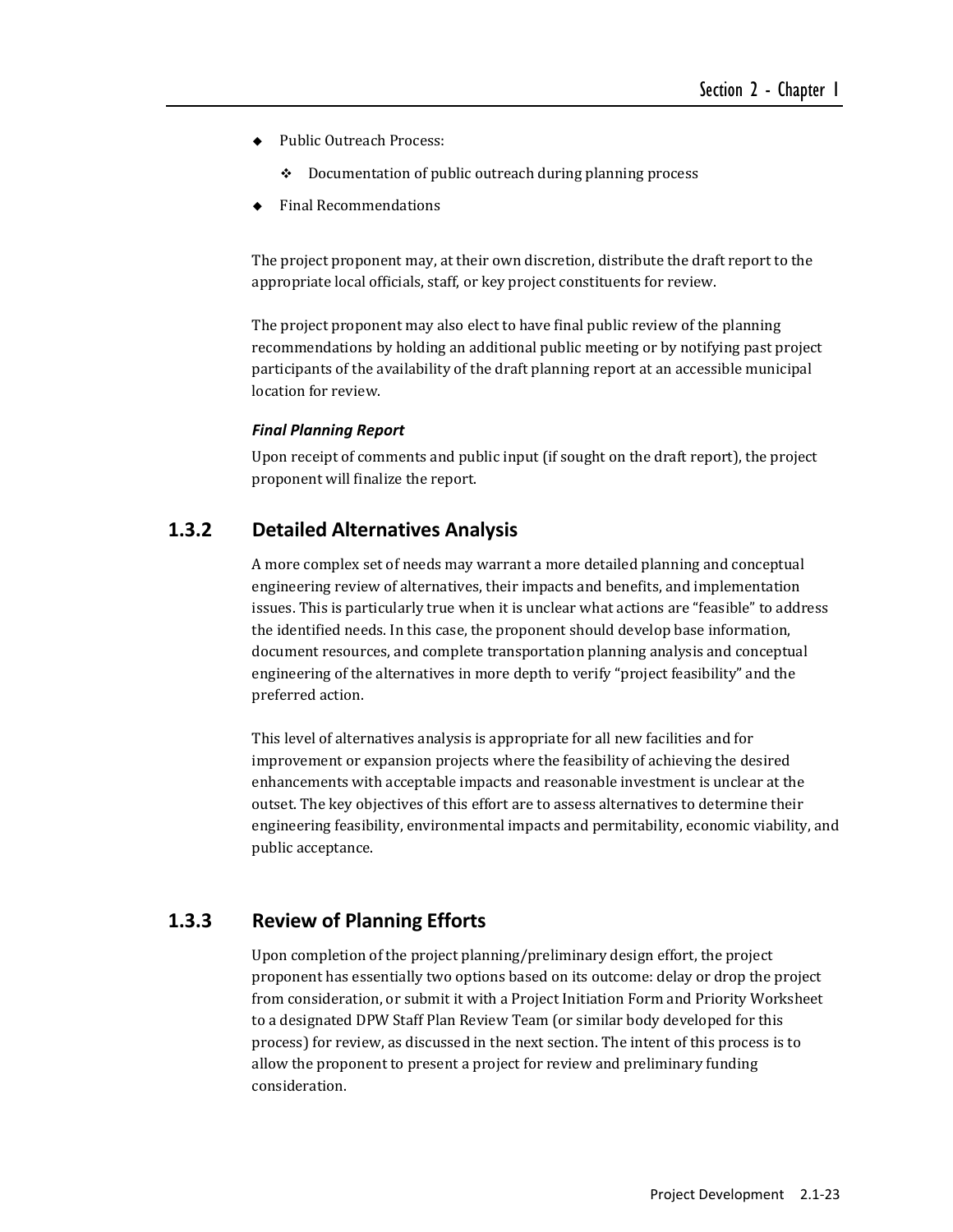- Public Outreach Process:
  - Documentation of public outreach during planning process
- Final Recommendations

The project proponent may, at their own discretion, distribute the draft report to the appropriate local officials, staff, or key project constituents for review.

The project proponent may also elect to have final public review of the planning recommendations by holding an additional public meeting or by notifying past project participants of the availability of the draft planning report at an accessible municipal location for review.

***Final Planning Report***

Upon receipt of comments and public input (if sought on the draft report), the project proponent will finalize the report.

### 1.3.2 Detailed Alternatives Analysis

A more complex set of needs may warrant a more detailed planning and conceptual engineering review of alternatives, their impacts and benefits, and implementation issues. This is particularly true when it is unclear what actions are "feasible" to address the identified needs. In this case, the proponent should develop base information, document resources, and complete transportation planning analysis and conceptual engineering of the alternatives in more depth to verify "project feasibility" and the preferred action.

This level of alternatives analysis is appropriate for all new facilities and for improvement or expansion projects where the feasibility of achieving the desired enhancements with acceptable impacts and reasonable investment is unclear at the outset. The key objectives of this effort are to assess alternatives to determine their engineering feasibility, environmental impacts and permitability, economic viability, and public acceptance.

### 1.3.3 Review of Planning Efforts

Upon completion of the project planning/preliminary design effort, the project proponent has essentially two options based on its outcome: delay or drop the project from consideration, or submit it with a Project Initiation Form and Priority Worksheet to a designated DPW Staff Plan Review Team (or similar body developed for this process) for review, as discussed in the next section. The intent of this process is to allow the proponent to present a project for review and preliminary funding consideration.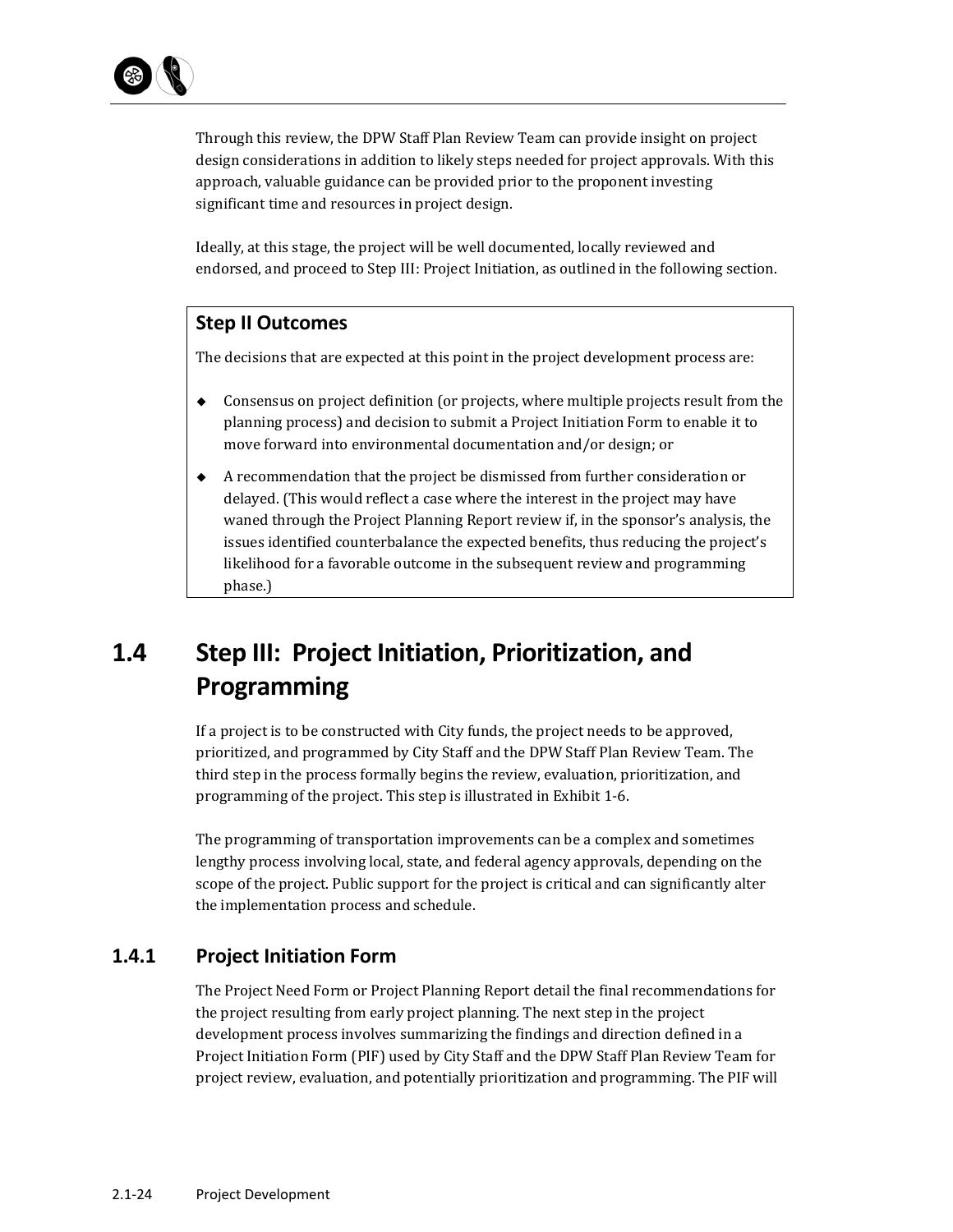Through this review, the DPW Staff Plan Review Team can provide insight on project design considerations in addition to likely steps needed for project approvals. With this approach, valuable guidance can be provided prior to the proponent investing significant time and resources in project design.

Ideally, at this stage, the project will be well documented, locally reviewed and endorsed, and proceed to Step III: Project Initiation, as outlined in the following section.

**Step II Outcomes**

The decisions that are expected at this point in the project development process are:

- Consensus on project definition (or projects, where multiple projects result from the planning process) and decision to submit a Project Initiation Form to enable it to move forward into environmental documentation and/or design; or
- A recommendation that the project be dismissed from further consideration or delayed. (This would reflect a case where the interest in the project may have waned through the Project Planning Report review if, in the sponsor's analysis, the issues identified counterbalance the expected benefits, thus reducing the project's likelihood for a favorable outcome in the subsequent review and programming phase.)

## 1.4 Step III: Project Initiation, Prioritization, and Programming

If a project is to be constructed with City funds, the project needs to be approved, prioritized, and programmed by City Staff and the DPW Staff Plan Review Team. The third step in the process formally begins the review, evaluation, prioritization, and programming of the project. This step is illustrated in Exhibit 1-6.

The programming of transportation improvements can be a complex and sometimes lengthy process involving local, state, and federal agency approvals, depending on the scope of the project. Public support for the project is critical and can significantly alter the implementation process and schedule.

### 1.4.1 Project Initiation Form

The Project Need Form or Project Planning Report detail the final recommendations for the project resulting from early project planning. The next step in the project development process involves summarizing the findings and direction defined in a Project Initiation Form (PIF) used by City Staff and the DPW Staff Plan Review Team for project review, evaluation, and potentially prioritization and programming. The PIF will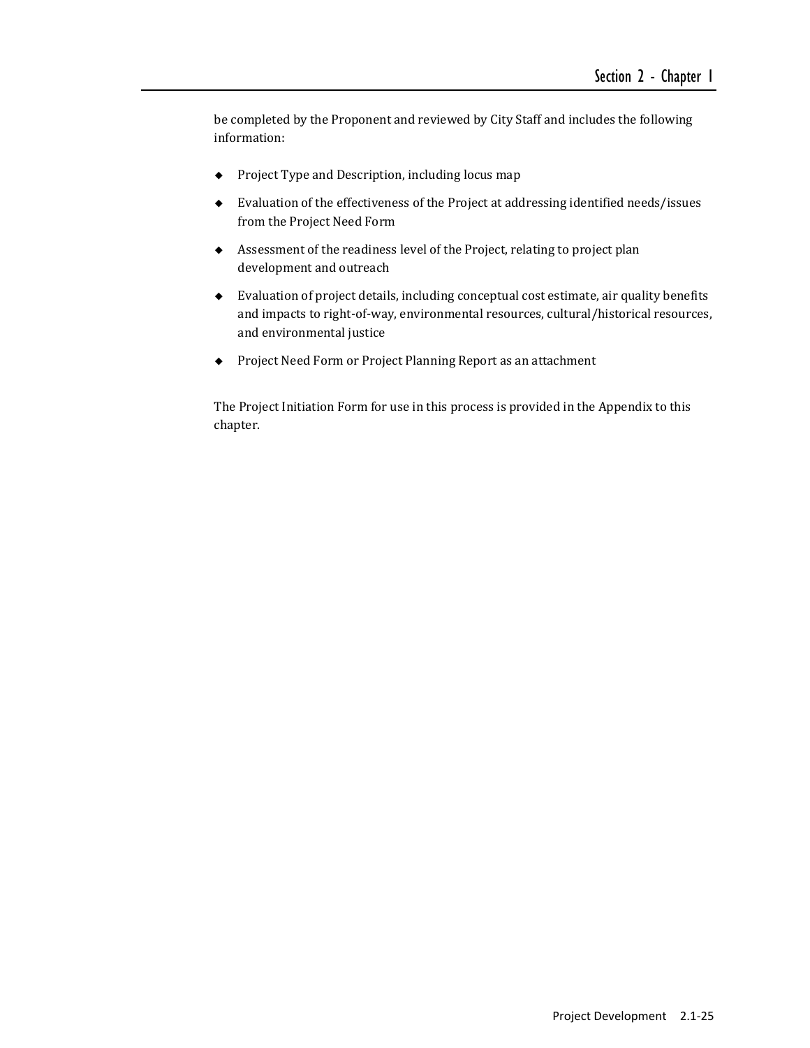be completed by the Proponent and reviewed by City Staff and includes the following information:

- Project Type and Description, including locus map
- Evaluation of the effectiveness of the Project at addressing identified needs/issues from the Project Need Form
- Assessment of the readiness level of the Project, relating to project plan development and outreach
- Evaluation of project details, including conceptual cost estimate, air quality benefits and impacts to right-of-way, environmental resources, cultural/historical resources, and environmental justice
- Project Need Form or Project Planning Report as an attachment

The Project Initiation Form for use in this process is provided in the Appendix to this chapter.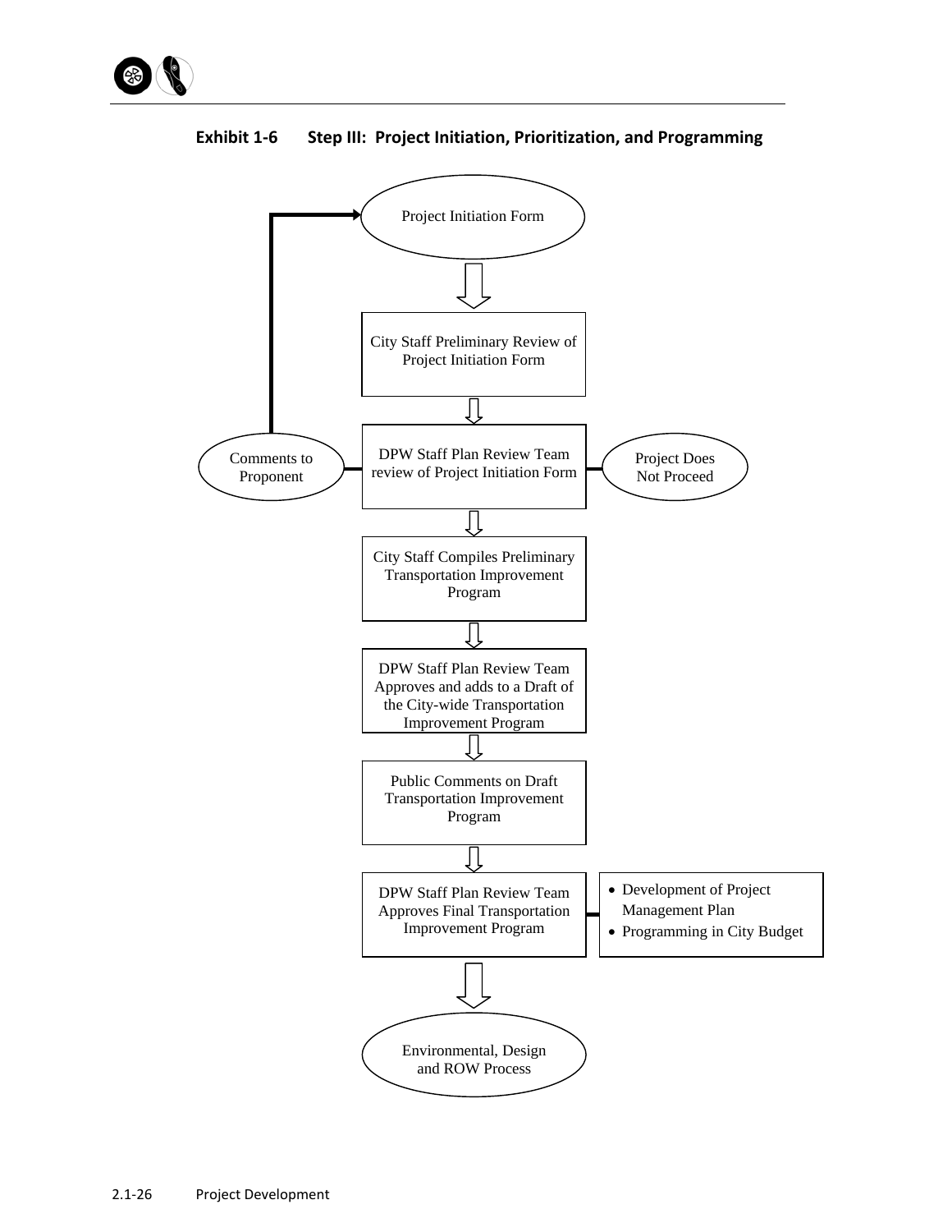**Exhibit 1-6 Step III: Project Initiation, Prioritization, and Programming**

Project Initiation Form

City Staff Preliminary Review of Project Initiation Form

Comments to Proponent

DPW Staff Plan Review Team review of Project Initiation Form

Project Does Not Proceed

City Staff Compiles Preliminary Transportation Improvement Program

DPW Staff Plan Review Team Approves and adds to a Draft of the City-wide Transportation Improvement Program

Public Comments on Draft Transportation Improvement Program

DPW Staff Plan Review Team Approves Final Transportation Improvement Program

- Development of Project Management Plan
- Programming in City Budget

Environmental, Design and ROW Process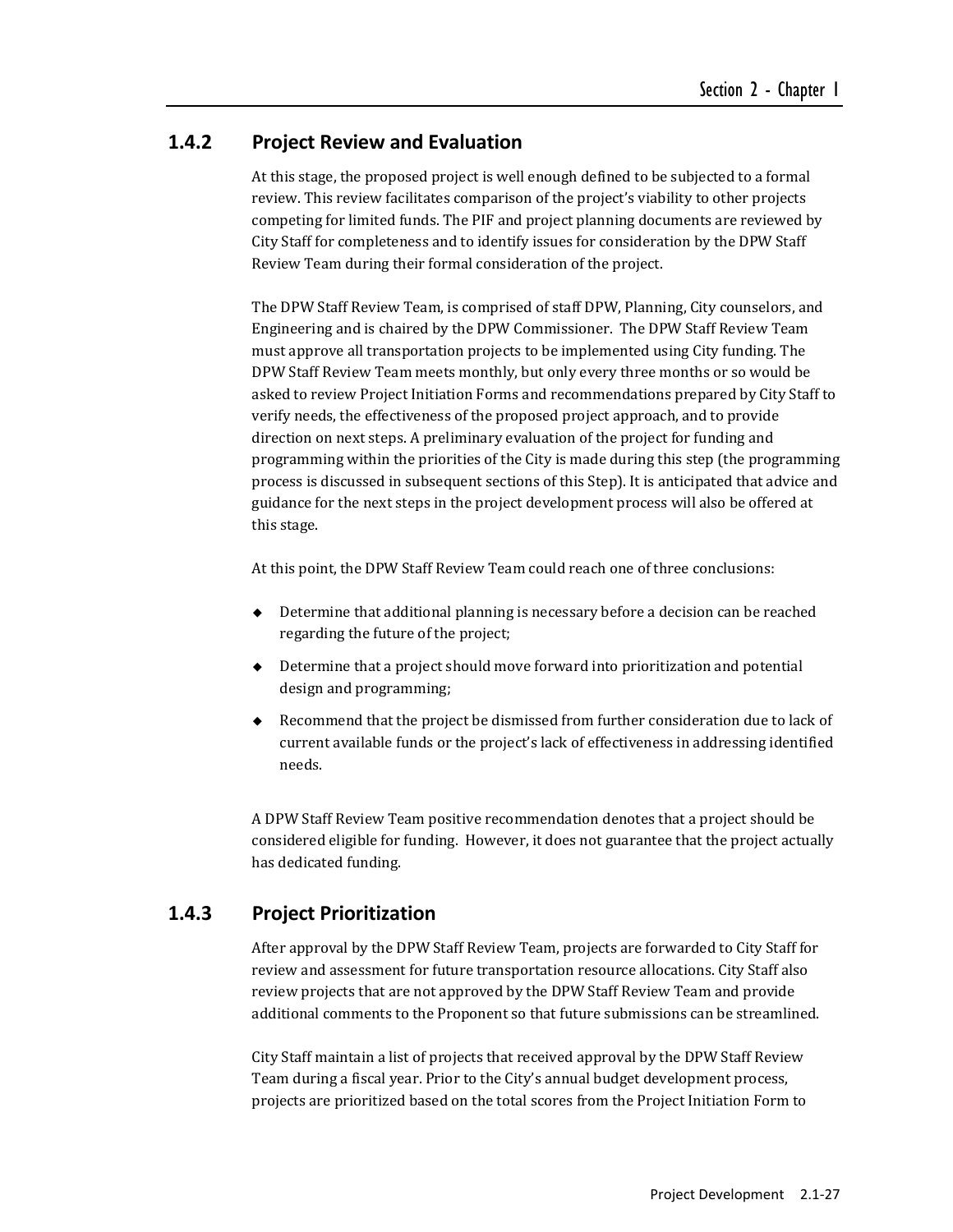### 1.4.2 Project Review and Evaluation

At this stage, the proposed project is well enough defined to be subjected to a formal review. This review facilitates comparison of the project's viability to other projects competing for limited funds. The PIF and project planning documents are reviewed by City Staff for completeness and to identify issues for consideration by the DPW Staff Review Team during their formal consideration of the project.

The DPW Staff Review Team, is comprised of staff DPW, Planning, City counselors, and Engineering and is chaired by the DPW Commissioner. The DPW Staff Review Team must approve all transportation projects to be implemented using City funding. The DPW Staff Review Team meets monthly, but only every three months or so would be asked to review Project Initiation Forms and recommendations prepared by City Staff to verify needs, the effectiveness of the proposed project approach, and to provide direction on next steps. A preliminary evaluation of the project for funding and programming within the priorities of the City is made during this step (the programming process is discussed in subsequent sections of this Step). It is anticipated that advice and guidance for the next steps in the project development process will also be offered at this stage.

At this point, the DPW Staff Review Team could reach one of three conclusions:

- Determine that additional planning is necessary before a decision can be reached regarding the future of the project;
- Determine that a project should move forward into prioritization and potential design and programming;
- Recommend that the project be dismissed from further consideration due to lack of current available funds or the project's lack of effectiveness in addressing identified needs.

A DPW Staff Review Team positive recommendation denotes that a project should be considered eligible for funding. However, it does not guarantee that the project actually has dedicated funding.

### 1.4.3 Project Prioritization

After approval by the DPW Staff Review Team, projects are forwarded to City Staff for review and assessment for future transportation resource allocations. City Staff also review projects that are not approved by the DPW Staff Review Team and provide additional comments to the Proponent so that future submissions can be streamlined.

City Staff maintain a list of projects that received approval by the DPW Staff Review Team during a fiscal year. Prior to the City's annual budget development process, projects are prioritized based on the total scores from the Project Initiation Form to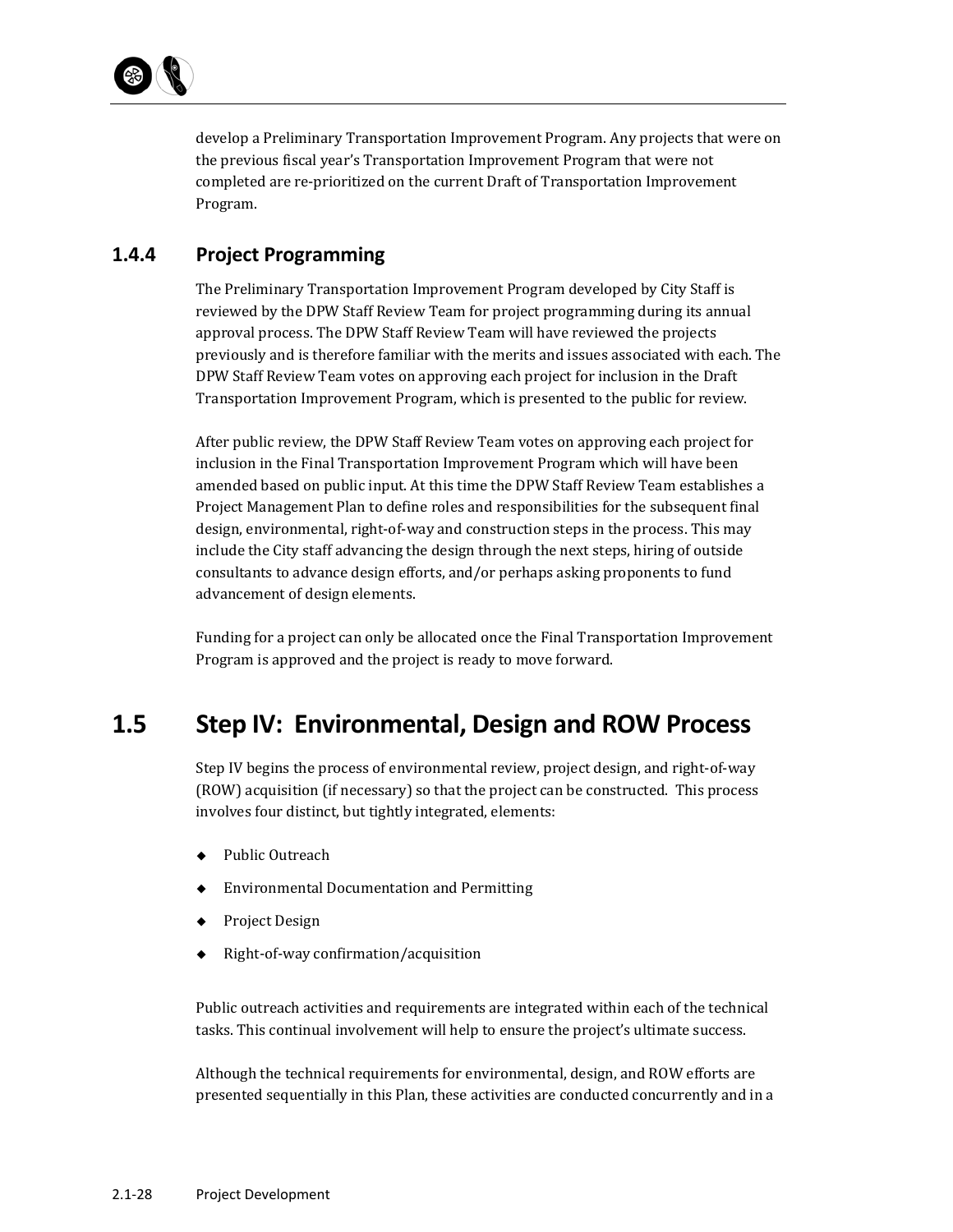develop a Preliminary Transportation Improvement Program. Any projects that were on the previous fiscal year's Transportation Improvement Program that were not completed are re-prioritized on the current Draft of Transportation Improvement Program.

### 1.4.4 Project Programming

The Preliminary Transportation Improvement Program developed by City Staff is reviewed by the DPW Staff Review Team for project programming during its annual approval process. The DPW Staff Review Team will have reviewed the projects previously and is therefore familiar with the merits and issues associated with each. The DPW Staff Review Team votes on approving each project for inclusion in the Draft Transportation Improvement Program, which is presented to the public for review.

After public review, the DPW Staff Review Team votes on approving each project for inclusion in the Final Transportation Improvement Program which will have been amended based on public input. At this time the DPW Staff Review Team establishes a Project Management Plan to define roles and responsibilities for the subsequent final design, environmental, right-of-way and construction steps in the process. This may include the City staff advancing the design through the next steps, hiring of outside consultants to advance design efforts, and/or perhaps asking proponents to fund advancement of design elements.

Funding for a project can only be allocated once the Final Transportation Improvement Program is approved and the project is ready to move forward.

## 1.5 Step IV: Environmental, Design and ROW Process

Step IV begins the process of environmental review, project design, and right-of-way (ROW) acquisition (if necessary) so that the project can be constructed. This process involves four distinct, but tightly integrated, elements:

- Public Outreach
- Environmental Documentation and Permitting
- Project Design
- Right-of-way confirmation/acquisition

Public outreach activities and requirements are integrated within each of the technical tasks. This continual involvement will help to ensure the project's ultimate success.

Although the technical requirements for environmental, design, and ROW efforts are presented sequentially in this Plan, these activities are conducted concurrently and in a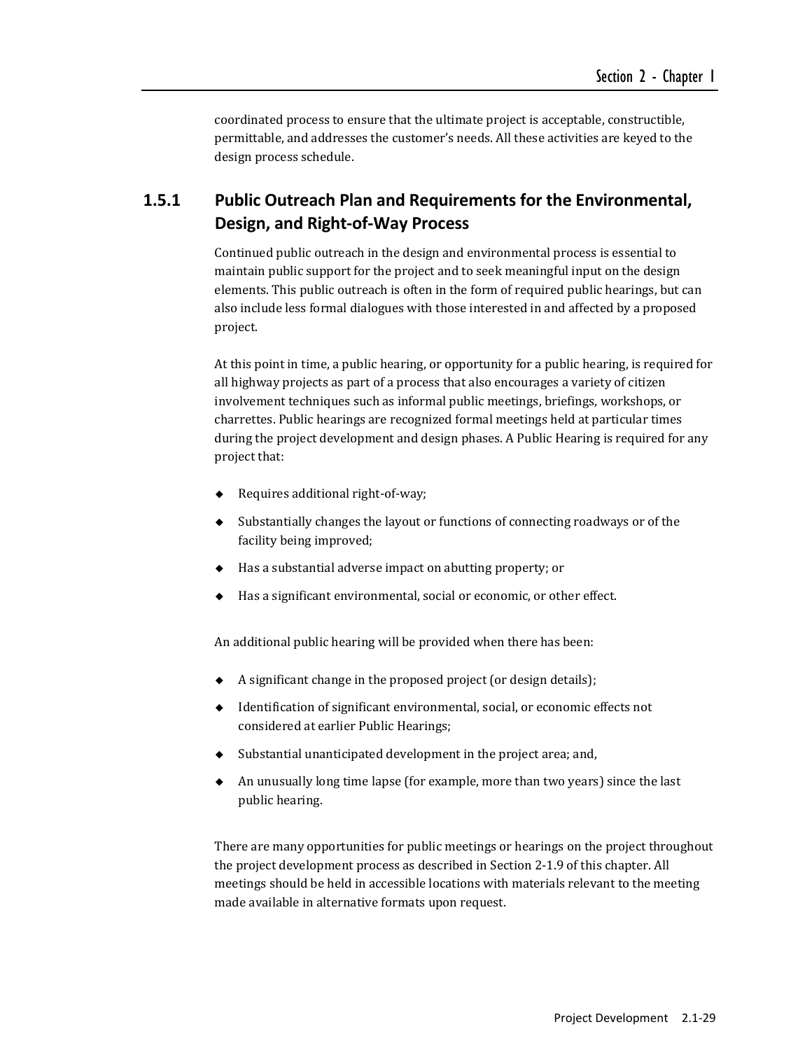coordinated process to ensure that the ultimate project is acceptable, constructible, permittable, and addresses the customer's needs. All these activities are keyed to the design process schedule.

### 1.5.1 Public Outreach Plan and Requirements for the Environmental, Design, and Right-of-Way Process

Continued public outreach in the design and environmental process is essential to maintain public support for the project and to seek meaningful input on the design elements. This public outreach is often in the form of required public hearings, but can also include less formal dialogues with those interested in and affected by a proposed project.

At this point in time, a public hearing, or opportunity for a public hearing, is required for all highway projects as part of a process that also encourages a variety of citizen involvement techniques such as informal public meetings, briefings, workshops, or charrettes. Public hearings are recognized formal meetings held at particular times during the project development and design phases. A Public Hearing is required for any project that:

- Requires additional right-of-way;
- Substantially changes the layout or functions of connecting roadways or of the facility being improved;
- Has a substantial adverse impact on abutting property; or
- Has a significant environmental, social or economic, or other effect.

An additional public hearing will be provided when there has been:

- A significant change in the proposed project (or design details);
- Identification of significant environmental, social, or economic effects not considered at earlier Public Hearings;
- Substantial unanticipated development in the project area; and,
- An unusually long time lapse (for example, more than two years) since the last public hearing.

There are many opportunities for public meetings or hearings on the project throughout the project development process as described in Section 2-1.9 of this chapter. All meetings should be held in accessible locations with materials relevant to the meeting made available in alternative formats upon request.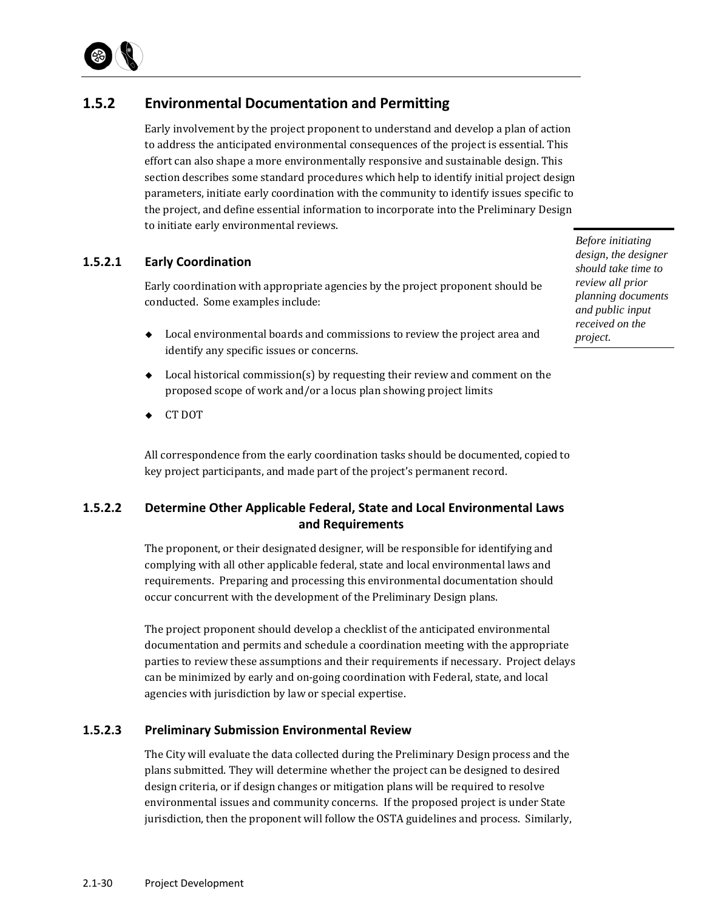## 1.5.2 Environmental Documentation and Permitting

Early involvement by the project proponent to understand and develop a plan of action to address the anticipated environmental consequences of the project is essential. This effort can also shape a more environmentally responsive and sustainable design. This section describes some standard procedures which help to identify initial project design parameters, initiate early coordination with the community to identify issues specific to the project, and define essential information to incorporate into the Preliminary Design to initiate early environmental reviews.

*Before initiating design, the designer should take time to review all prior planning documents and public input received on the project.*

### 1.5.2.1 Early Coordination

Early coordination with appropriate agencies by the project proponent should be conducted. Some examples include:

- Local environmental boards and commissions to review the project area and identify any specific issues or concerns.
- Local historical commission(s) by requesting their review and comment on the proposed scope of work and/or a locus plan showing project limits
- CT DOT

All correspondence from the early coordination tasks should be documented, copied to key project participants, and made part of the project's permanent record.

### 1.5.2.2 Determine Other Applicable Federal, State and Local Environmental Laws and Requirements

The proponent, or their designated designer, will be responsible for identifying and complying with all other applicable federal, state and local environmental laws and requirements. Preparing and processing this environmental documentation should occur concurrent with the development of the Preliminary Design plans.

The project proponent should develop a checklist of the anticipated environmental documentation and permits and schedule a coordination meeting with the appropriate parties to review these assumptions and their requirements if necessary. Project delays can be minimized by early and on-going coordination with Federal, state, and local agencies with jurisdiction by law or special expertise.

### 1.5.2.3 Preliminary Submission Environmental Review

The City will evaluate the data collected during the Preliminary Design process and the plans submitted. They will determine whether the project can be designed to desired design criteria, or if design changes or mitigation plans will be required to resolve environmental issues and community concerns. If the proposed project is under State jurisdiction, then the proponent will follow the OSTA guidelines and process. Similarly,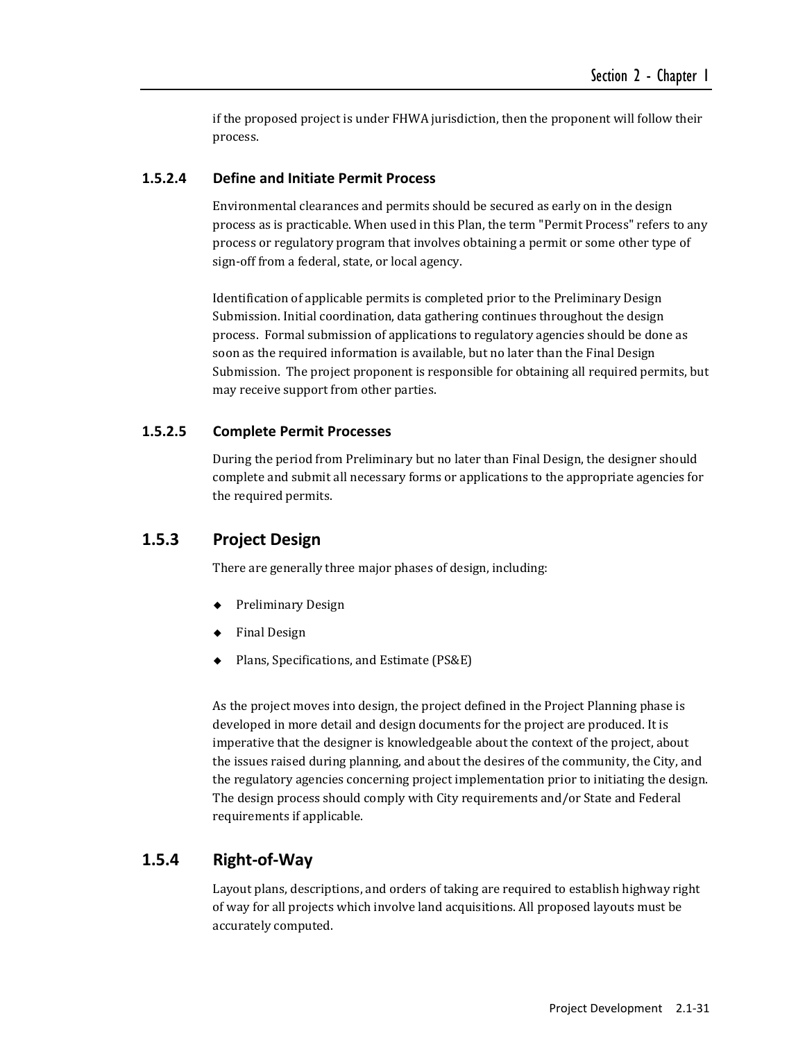if the proposed project is under FHWA jurisdiction, then the proponent will follow their process.

#### 1.5.2.4 Define and Initiate Permit Process

Environmental clearances and permits should be secured as early on in the design process as is practicable. When used in this Plan, the term "Permit Process" refers to any process or regulatory program that involves obtaining a permit or some other type of sign-off from a federal, state, or local agency.

Identification of applicable permits is completed prior to the Preliminary Design Submission. Initial coordination, data gathering continues throughout the design process. Formal submission of applications to regulatory agencies should be done as soon as the required information is available, but no later than the Final Design Submission. The project proponent is responsible for obtaining all required permits, but may receive support from other parties.

#### 1.5.2.5 Complete Permit Processes

During the period from Preliminary but no later than Final Design, the designer should complete and submit all necessary forms or applications to the appropriate agencies for the required permits.

### 1.5.3 Project Design

There are generally three major phases of design, including:

- Preliminary Design
- Final Design
- Plans, Specifications, and Estimate (PS&E)

As the project moves into design, the project defined in the Project Planning phase is developed in more detail and design documents for the project are produced. It is imperative that the designer is knowledgeable about the context of the project, about the issues raised during planning, and about the desires of the community, the City, and the regulatory agencies concerning project implementation prior to initiating the design. The design process should comply with City requirements and/or State and Federal requirements if applicable.

### 1.5.4 Right-of-Way

Layout plans, descriptions, and orders of taking are required to establish highway right of way for all projects which involve land acquisitions. All proposed layouts must be accurately computed.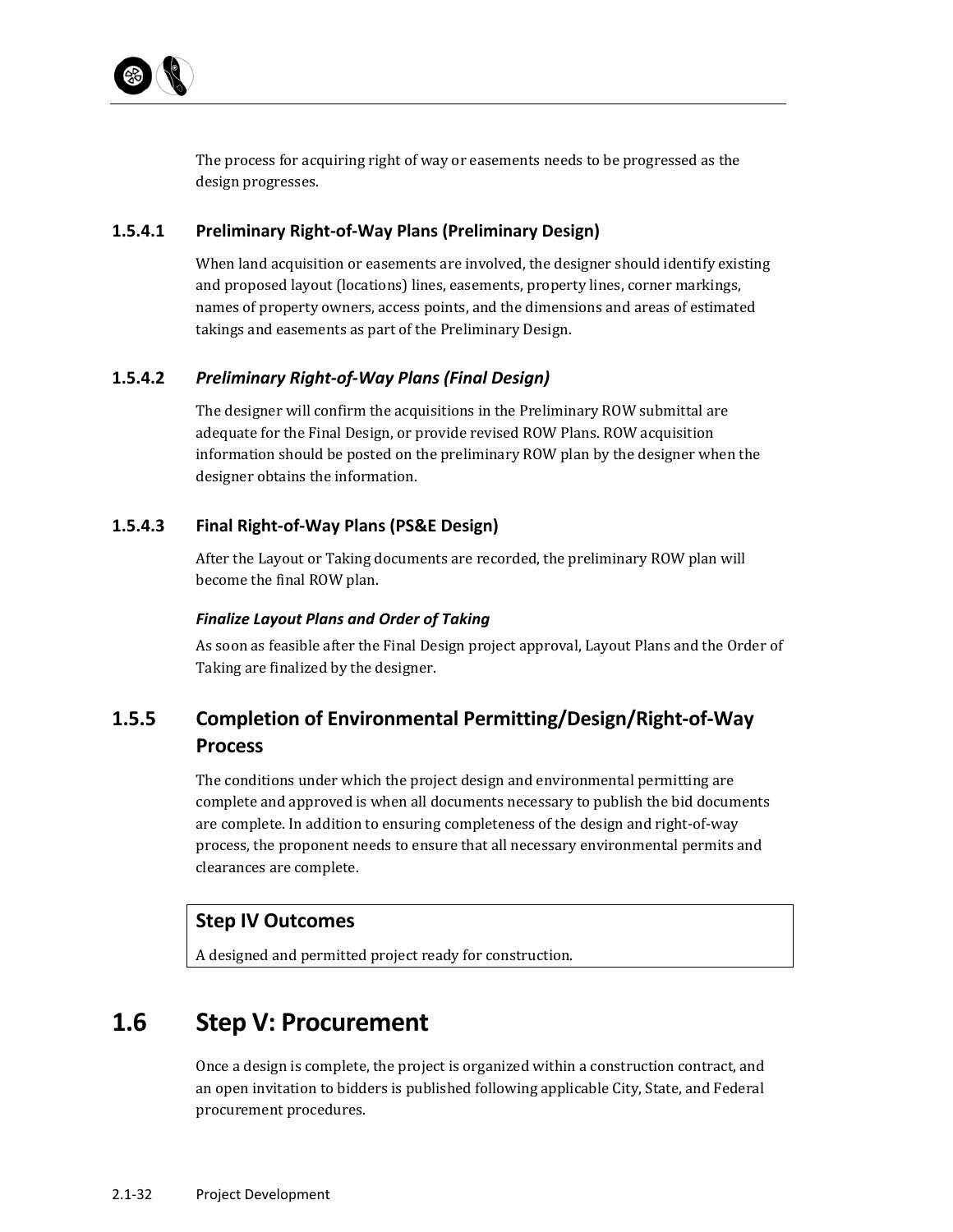The process for acquiring right of way or easements needs to be progressed as the design progresses.

#### 1.5.4.1 Preliminary Right-of-Way Plans (Preliminary Design)

When land acquisition or easements are involved, the designer should identify existing and proposed layout (locations) lines, easements, property lines, corner markings, names of property owners, access points, and the dimensions and areas of estimated takings and easements as part of the Preliminary Design.

#### 1.5.4.2 *Preliminary Right-of-Way Plans (Final Design)*

The designer will confirm the acquisitions in the Preliminary ROW submittal are adequate for the Final Design, or provide revised ROW Plans. ROW acquisition information should be posted on the preliminary ROW plan by the designer when the designer obtains the information.

#### 1.5.4.3 Final Right-of-Way Plans (PS&E Design)

After the Layout or Taking documents are recorded, the preliminary ROW plan will become the final ROW plan.

***Finalize Layout Plans and Order of Taking***

As soon as feasible after the Final Design project approval, Layout Plans and the Order of Taking are finalized by the designer.

### 1.5.5 Completion of Environmental Permitting/Design/Right-of-Way Process

The conditions under which the project design and environmental permitting are complete and approved is when all documents necessary to publish the bid documents are complete. In addition to ensuring completeness of the design and right-of-way process, the proponent needs to ensure that all necessary environmental permits and clearances are complete.

**Step IV Outcomes**

A designed and permitted project ready for construction.

## 1.6 Step V: Procurement

Once a design is complete, the project is organized within a construction contract, and an open invitation to bidders is published following applicable City, State, and Federal procurement procedures.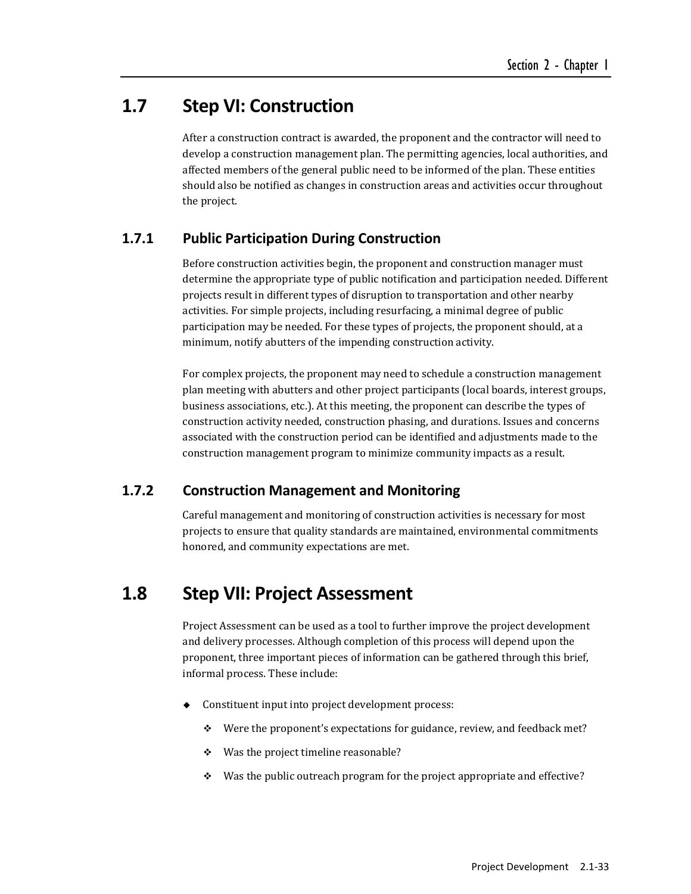## 1.7 Step VI: Construction

After a construction contract is awarded, the proponent and the contractor will need to develop a construction management plan. The permitting agencies, local authorities, and affected members of the general public need to be informed of the plan. These entities should also be notified as changes in construction areas and activities occur throughout the project.

### 1.7.1 Public Participation During Construction

Before construction activities begin, the proponent and construction manager must determine the appropriate type of public notification and participation needed. Different projects result in different types of disruption to transportation and other nearby activities. For simple projects, including resurfacing, a minimal degree of public participation may be needed. For these types of projects, the proponent should, at a minimum, notify abutters of the impending construction activity.

For complex projects, the proponent may need to schedule a construction management plan meeting with abutters and other project participants (local boards, interest groups, business associations, etc.). At this meeting, the proponent can describe the types of construction activity needed, construction phasing, and durations. Issues and concerns associated with the construction period can be identified and adjustments made to the construction management program to minimize community impacts as a result.

### 1.7.2 Construction Management and Monitoring

Careful management and monitoring of construction activities is necessary for most projects to ensure that quality standards are maintained, environmental commitments honored, and community expectations are met.

## 1.8 Step VII: Project Assessment

Project Assessment can be used as a tool to further improve the project development and delivery processes. Although completion of this process will depend upon the proponent, three important pieces of information can be gathered through this brief, informal process. These include:

- Constituent input into project development process:
  - Were the proponent's expectations for guidance, review, and feedback met?
  - Was the project timeline reasonable?
  - Was the public outreach program for the project appropriate and effective?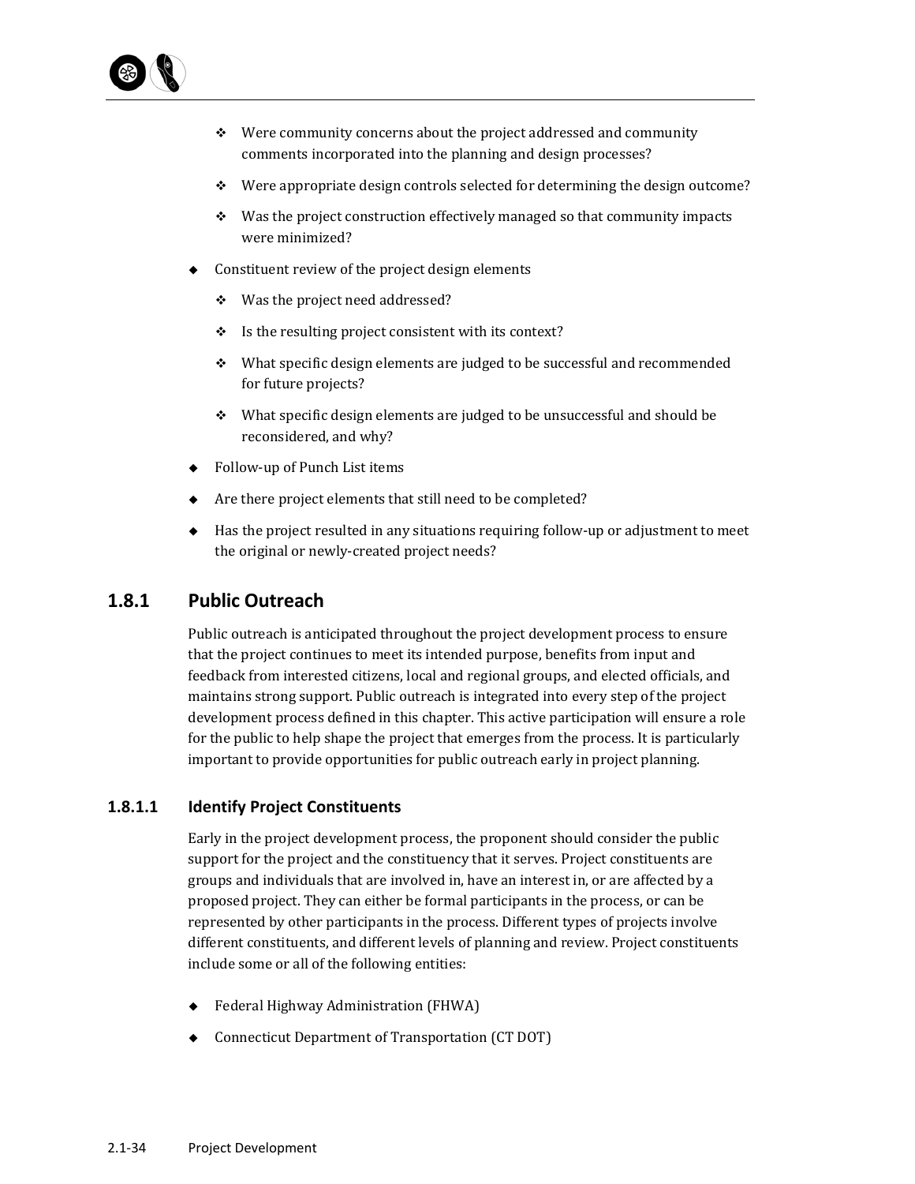- Were community concerns about the project addressed and community comments incorporated into the planning and design processes?
    - Were appropriate design controls selected for determining the design outcome?
    - Was the project construction effectively managed so that community impacts were minimized?
- Constituent review of the project design elements
    - Was the project need addressed?
    - Is the resulting project consistent with its context?
    - What specific design elements are judged to be successful and recommended for future projects?
    - What specific design elements are judged to be unsuccessful and should be reconsidered, and why?
- Follow-up of Punch List items
- Are there project elements that still need to be completed?
- Has the project resulted in any situations requiring follow-up or adjustment to meet the original or newly-created project needs?

## 1.8.1 Public Outreach

Public outreach is anticipated throughout the project development process to ensure that the project continues to meet its intended purpose, benefits from input and feedback from interested citizens, local and regional groups, and elected officials, and maintains strong support. Public outreach is integrated into every step of the project development process defined in this chapter. This active participation will ensure a role for the public to help shape the project that emerges from the process. It is particularly important to provide opportunities for public outreach early in project planning.

### 1.8.1.1 Identify Project Constituents

Early in the project development process, the proponent should consider the public support for the project and the constituency that it serves. Project constituents are groups and individuals that are involved in, have an interest in, or are affected by a proposed project. They can either be formal participants in the process, or can be represented by other participants in the process. Different types of projects involve different constituents, and different levels of planning and review. Project constituents include some or all of the following entities:

- Federal Highway Administration (FHWA)
- Connecticut Department of Transportation (CT DOT)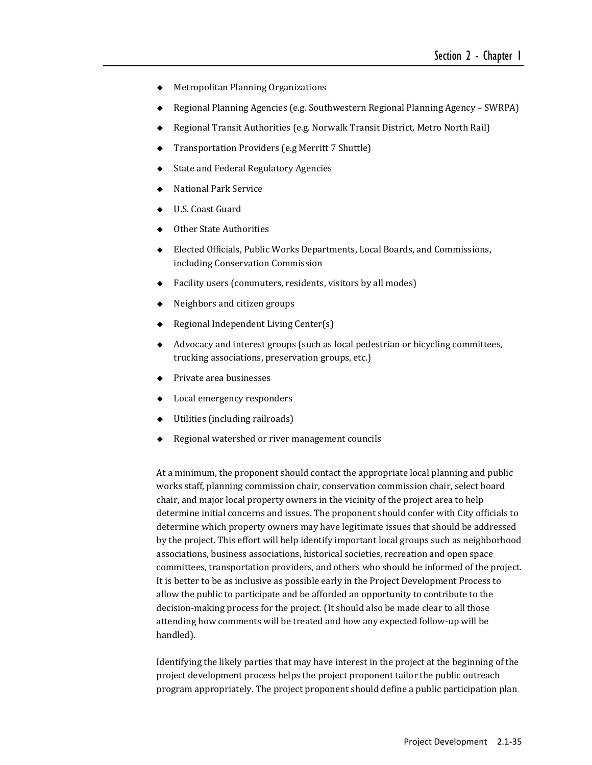- Metropolitan Planning Organizations
- Regional Planning Agencies (e.g. Southwestern Regional Planning Agency – SWRPA)
- Regional Transit Authorities (e.g. Norwalk Transit District, Metro North Rail)
- Transportation Providers (e.g Merritt 7 Shuttle)
- State and Federal Regulatory Agencies
- National Park Service
- U.S. Coast Guard
- Other State Authorities
- Elected Officials, Public Works Departments, Local Boards, and Commissions, including Conservation Commission
- Facility users (commuters, residents, visitors by all modes)
- Neighbors and citizen groups
- Regional Independent Living Center(s)
- Advocacy and interest groups (such as local pedestrian or bicycling committees, trucking associations, preservation groups, etc.)
- Private area businesses
- Local emergency responders
- Utilities (including railroads)
- Regional watershed or river management councils

At a minimum, the proponent should contact the appropriate local planning and public works staff, planning commission chair, conservation commission chair, select board chair, and major local property owners in the vicinity of the project area to help determine initial concerns and issues. The proponent should confer with City officials to determine which property owners may have legitimate issues that should be addressed by the project. This effort will help identify important local groups such as neighborhood associations, business associations, historical societies, recreation and open space committees, transportation providers, and others who should be informed of the project. It is better to be as inclusive as possible early in the Project Development Process to allow the public to participate and be afforded an opportunity to contribute to the decision-making process for the project. (It should also be made clear to all those attending how comments will be treated and how any expected follow-up will be handled).

Identifying the likely parties that may have interest in the project at the beginning of the project development process helps the project proponent tailor the public outreach program appropriately. The project proponent should define a public participation plan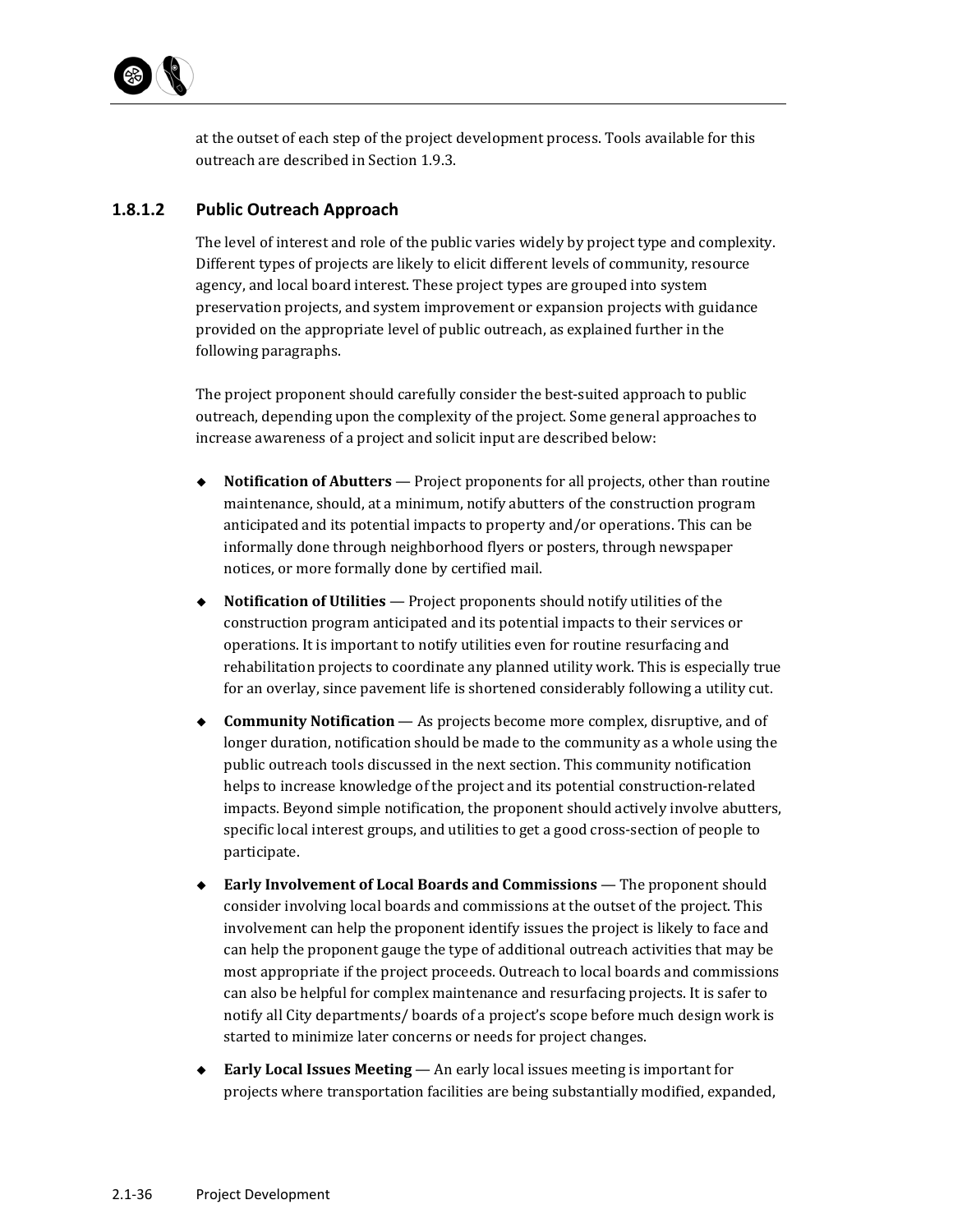at the outset of each step of the project development process. Tools available for this outreach are described in Section 1.9.3.

### 1.8.1.2 Public Outreach Approach

The level of interest and role of the public varies widely by project type and complexity. Different types of projects are likely to elicit different levels of community, resource agency, and local board interest. These project types are grouped into system preservation projects, and system improvement or expansion projects with guidance provided on the appropriate level of public outreach, as explained further in the following paragraphs.

The project proponent should carefully consider the best-suited approach to public outreach, depending upon the complexity of the project. Some general approaches to increase awareness of a project and solicit input are described below:

- **Notification of Abutters** — Project proponents for all projects, other than routine maintenance, should, at a minimum, notify abutters of the construction program anticipated and its potential impacts to property and/or operations. This can be informally done through neighborhood flyers or posters, through newspaper notices, or more formally done by certified mail.
- **Notification of Utilities** — Project proponents should notify utilities of the construction program anticipated and its potential impacts to their services or operations. It is important to notify utilities even for routine resurfacing and rehabilitation projects to coordinate any planned utility work. This is especially true for an overlay, since pavement life is shortened considerably following a utility cut.
- **Community Notification** — As projects become more complex, disruptive, and of longer duration, notification should be made to the community as a whole using the public outreach tools discussed in the next section. This community notification helps to increase knowledge of the project and its potential construction-related impacts. Beyond simple notification, the proponent should actively involve abutters, specific local interest groups, and utilities to get a good cross-section of people to participate.
- **Early Involvement of Local Boards and Commissions** — The proponent should consider involving local boards and commissions at the outset of the project. This involvement can help the proponent identify issues the project is likely to face and can help the proponent gauge the type of additional outreach activities that may be most appropriate if the project proceeds. Outreach to local boards and commissions can also be helpful for complex maintenance and resurfacing projects. It is safer to notify all City departments/ boards of a project's scope before much design work is started to minimize later concerns or needs for project changes.
- **Early Local Issues Meeting** — An early local issues meeting is important for projects where transportation facilities are being substantially modified, expanded,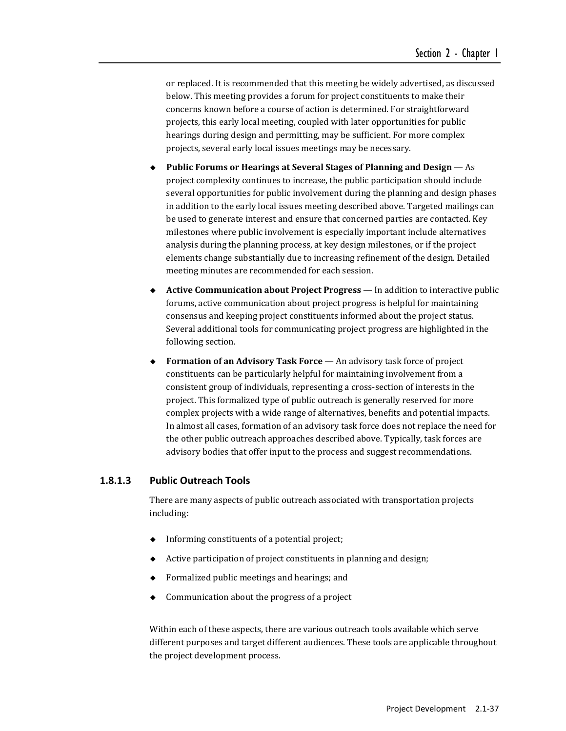or replaced. It is recommended that this meeting be widely advertised, as discussed below. This meeting provides a forum for project constituents to make their concerns known before a course of action is determined. For straightforward projects, this early local meeting, coupled with later opportunities for public hearings during design and permitting, may be sufficient. For more complex projects, several early local issues meetings may be necessary.

- **Public Forums or Hearings at Several Stages of Planning and Design** — As project complexity continues to increase, the public participation should include several opportunities for public involvement during the planning and design phases in addition to the early local issues meeting described above. Targeted mailings can be used to generate interest and ensure that concerned parties are contacted. Key milestones where public involvement is especially important include alternatives analysis during the planning process, at key design milestones, or if the project elements change substantially due to increasing refinement of the design. Detailed meeting minutes are recommended for each session.
- **Active Communication about Project Progress** — In addition to interactive public forums, active communication about project progress is helpful for maintaining consensus and keeping project constituents informed about the project status. Several additional tools for communicating project progress are highlighted in the following section.
- **Formation of an Advisory Task Force** — An advisory task force of project constituents can be particularly helpful for maintaining involvement from a consistent group of individuals, representing a cross-section of interests in the project. This formalized type of public outreach is generally reserved for more complex projects with a wide range of alternatives, benefits and potential impacts. In almost all cases, formation of an advisory task force does not replace the need for the other public outreach approaches described above. Typically, task forces are advisory bodies that offer input to the process and suggest recommendations.

### 1.8.1.3 Public Outreach Tools

There are many aspects of public outreach associated with transportation projects including:

- Informing constituents of a potential project;
- Active participation of project constituents in planning and design;
- Formalized public meetings and hearings; and
- Communication about the progress of a project

Within each of these aspects, there are various outreach tools available which serve different purposes and target different audiences. These tools are applicable throughout the project development process.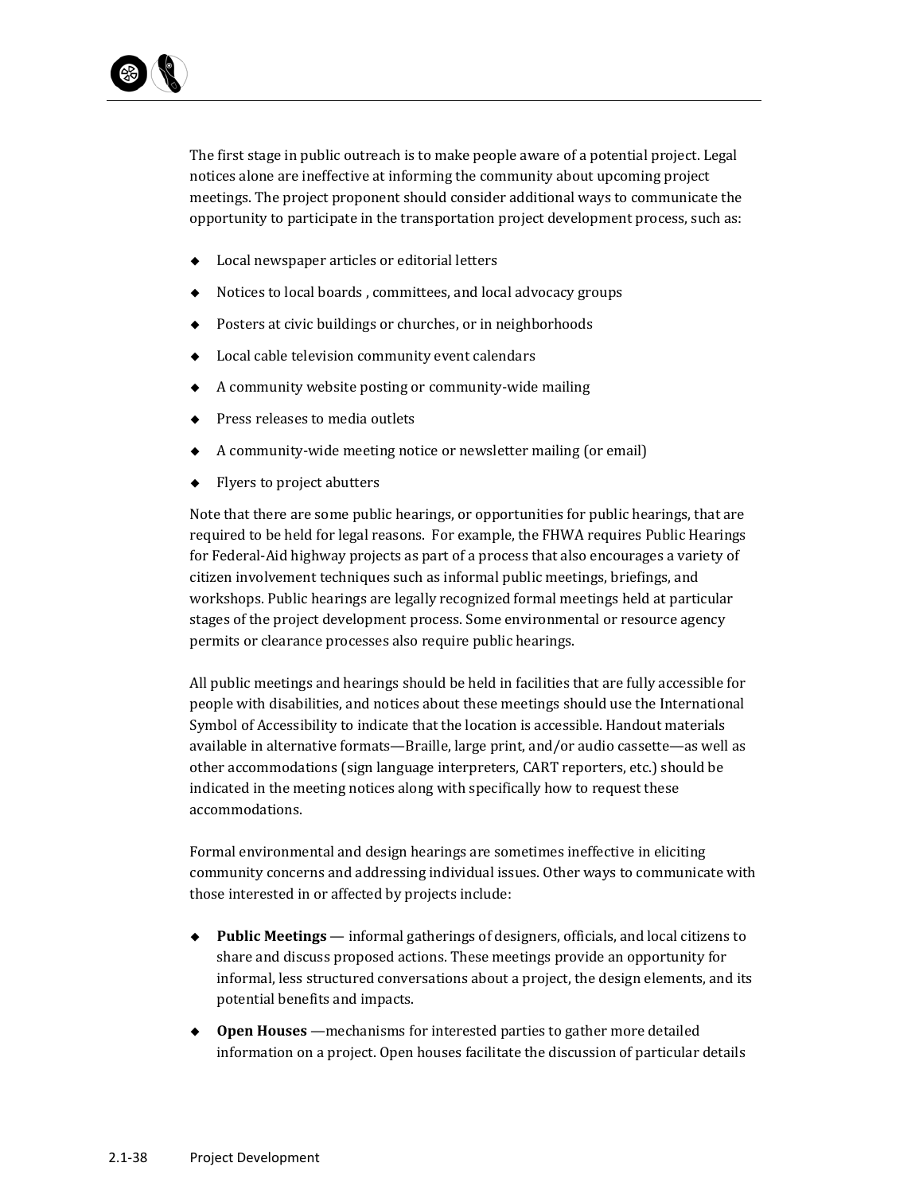The first stage in public outreach is to make people aware of a potential project. Legal notices alone are ineffective at informing the community about upcoming project meetings. The project proponent should consider additional ways to communicate the opportunity to participate in the transportation project development process, such as:

- Local newspaper articles or editorial letters
- Notices to local boards , committees, and local advocacy groups
- Posters at civic buildings or churches, or in neighborhoods
- Local cable television community event calendars
- A community website posting or community-wide mailing
- Press releases to media outlets
- A community-wide meeting notice or newsletter mailing (or email)
- Flyers to project abutters

Note that there are some public hearings, or opportunities for public hearings, that are required to be held for legal reasons. For example, the FHWA requires Public Hearings for Federal-Aid highway projects as part of a process that also encourages a variety of citizen involvement techniques such as informal public meetings, briefings, and workshops. Public hearings are legally recognized formal meetings held at particular stages of the project development process. Some environmental or resource agency permits or clearance processes also require public hearings.

All public meetings and hearings should be held in facilities that are fully accessible for people with disabilities, and notices about these meetings should use the International Symbol of Accessibility to indicate that the location is accessible. Handout materials available in alternative formats—Braille, large print, and/or audio cassette—as well as other accommodations (sign language interpreters, CART reporters, etc.) should be indicated in the meeting notices along with specifically how to request these accommodations.

Formal environmental and design hearings are sometimes ineffective in eliciting community concerns and addressing individual issues. Other ways to communicate with those interested in or affected by projects include:

- **Public Meetings** — informal gatherings of designers, officials, and local citizens to share and discuss proposed actions. These meetings provide an opportunity for informal, less structured conversations about a project, the design elements, and its potential benefits and impacts.
- **Open Houses** —mechanisms for interested parties to gather more detailed information on a project. Open houses facilitate the discussion of particular details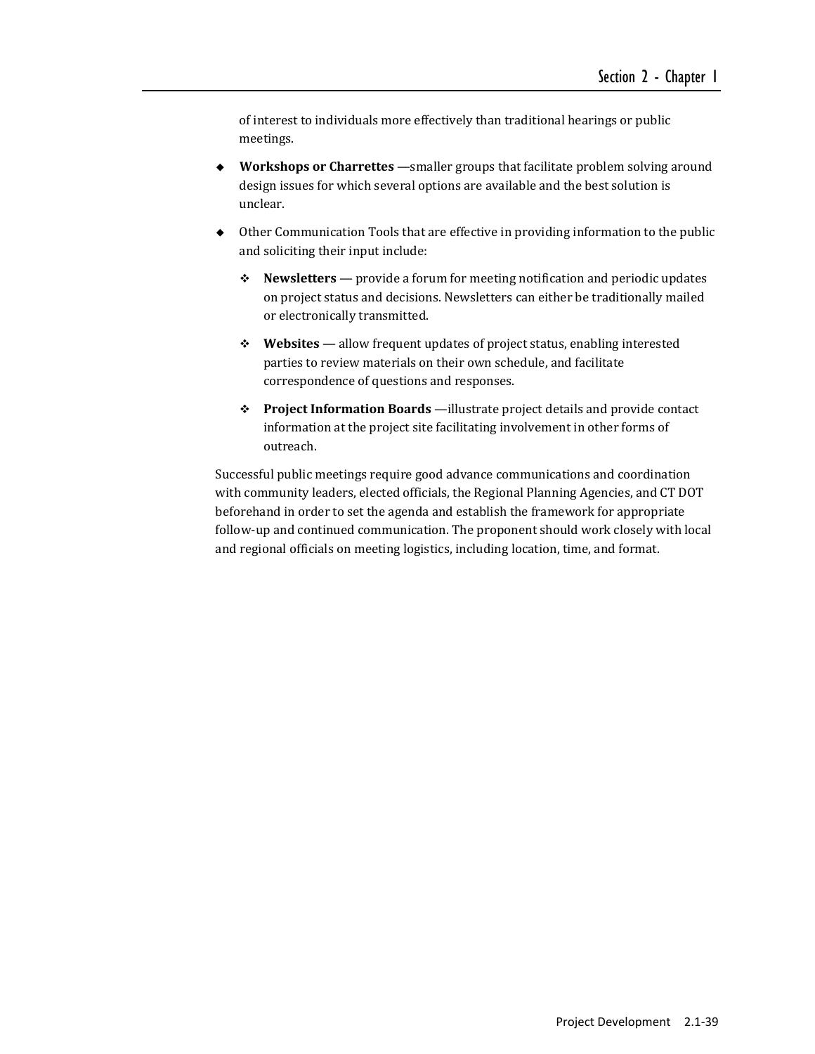of interest to individuals more effectively than traditional hearings or public meetings.

- **Workshops or Charrettes** —smaller groups that facilitate problem solving around design issues for which several options are available and the best solution is unclear.

- Other Communication Tools that are effective in providing information to the public and soliciting their input include:

  - **Newsletters** — provide a forum for meeting notification and periodic updates on project status and decisions. Newsletters can either be traditionally mailed or electronically transmitted.

  - **Websites** — allow frequent updates of project status, enabling interested parties to review materials on their own schedule, and facilitate correspondence of questions and responses.

  - **Project Information Boards** —illustrate project details and provide contact information at the project site facilitating involvement in other forms of outreach.

Successful public meetings require good advance communications and coordination with community leaders, elected officials, the Regional Planning Agencies, and CT DOT beforehand in order to set the agenda and establish the framework for appropriate follow-up and continued communication. The proponent should work closely with local and regional officials on meeting logistics, including location, time, and format.